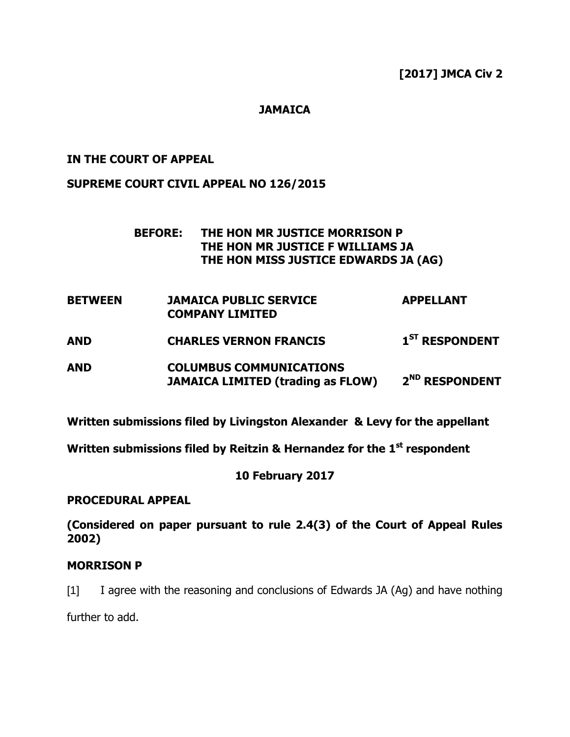**[2017] JMCA Civ 2**

**JAMAICA**

**IN THE COURT OF APPEAL**

**SUPREME COURT CIVIL APPEAL NO 126/2015**

**BEFORE: THE HON MR JUSTICE MORRISON P**
**THE HON MR JUSTICE F WILLIAMS JA**
**THE HON MISS JUSTICE EDWARDS JA (AG)**

| | | |
|---|---|---|
| **BETWEEN** | **JAMAICA PUBLIC SERVICE COMPANY LIMITED** | **APPELLANT** |
| **AND** | **CHARLES VERNON FRANCIS** | **1ST RESPONDENT** |
| **AND** | **COLUMBUS COMMUNICATIONS JAMAICA LIMITED (trading as FLOW)** | **2ND RESPONDENT** |

**Written submissions filed by Livingston Alexander & Levy for the appellant**

**Written submissions filed by Reitzin & Hernandez for the 1st respondent**

**10 February 2017**

**PROCEDURAL APPEAL**

**(Considered on paper pursuant to rule 2.4(3) of the Court of Appeal Rules 2002)**

**MORRISON P**

[1] I agree with the reasoning and conclusions of Edwards JA (Ag) and have nothing further to add.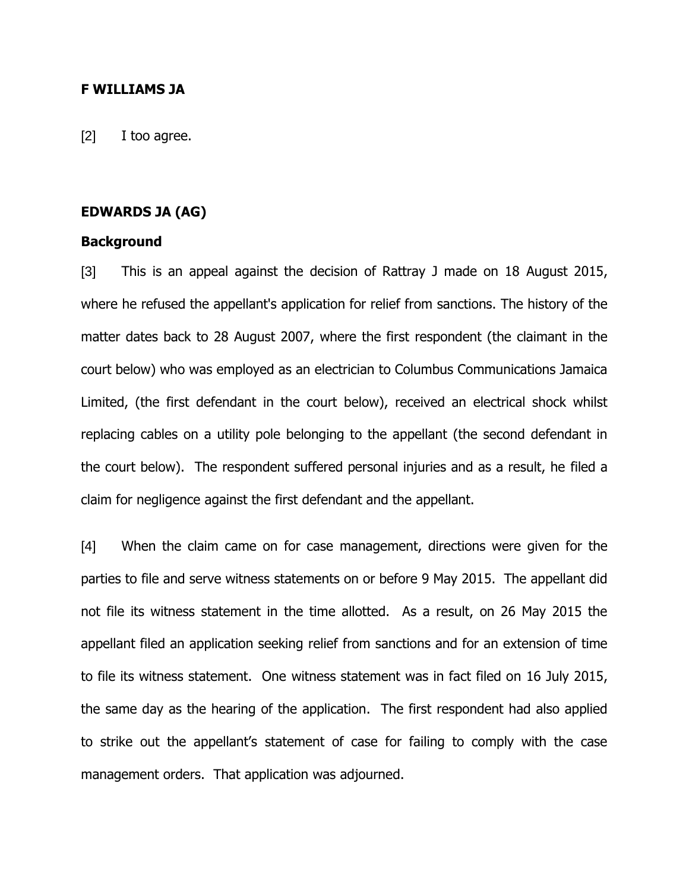**F WILLIAMS JA**

[2] I too agree.

**EDWARDS JA (AG)**

**Background**

[3] This is an appeal against the decision of Rattray J made on 18 August 2015, where he refused the appellant's application for relief from sanctions. The history of the matter dates back to 28 August 2007, where the first respondent (the claimant in the court below) who was employed as an electrician to Columbus Communications Jamaica Limited, (the first defendant in the court below), received an electrical shock whilst replacing cables on a utility pole belonging to the appellant (the second defendant in the court below). The respondent suffered personal injuries and as a result, he filed a claim for negligence against the first defendant and the appellant.

[4] When the claim came on for case management, directions were given for the parties to file and serve witness statements on or before 9 May 2015. The appellant did not file its witness statement in the time allotted. As a result, on 26 May 2015 the appellant filed an application seeking relief from sanctions and for an extension of time to file its witness statement. One witness statement was in fact filed on 16 July 2015, the same day as the hearing of the application. The first respondent had also applied to strike out the appellant's statement of case for failing to comply with the case management orders. That application was adjourned.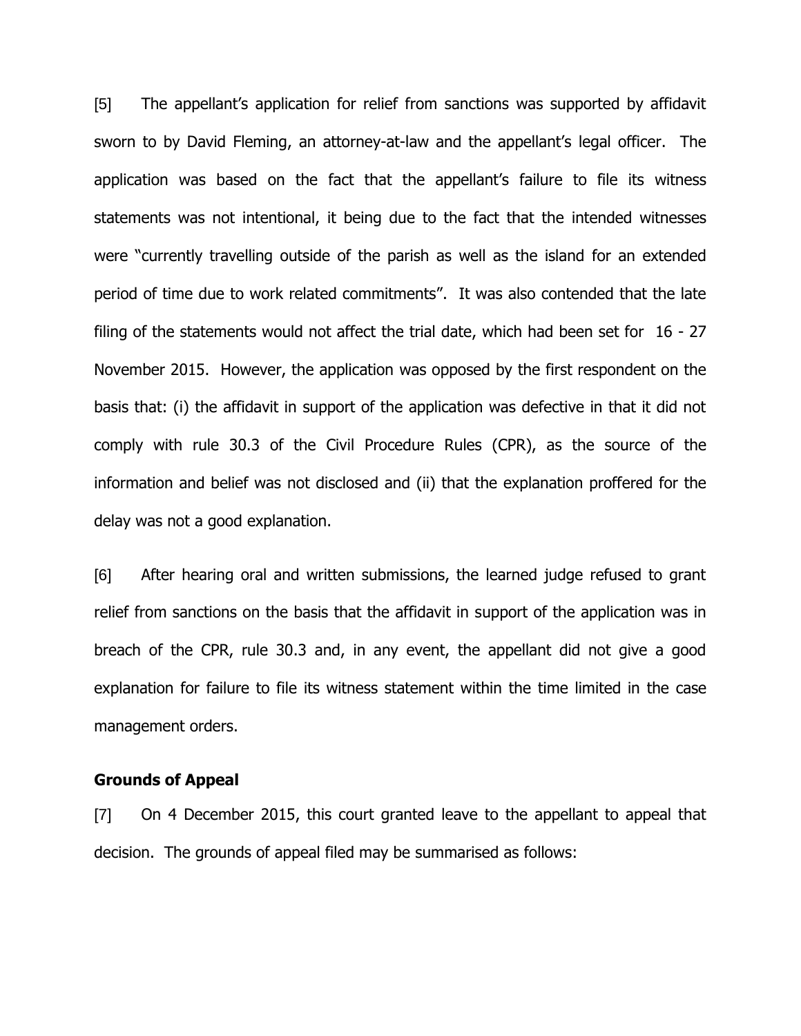[5] The appellant's application for relief from sanctions was supported by affidavit sworn to by David Fleming, an attorney-at-law and the appellant's legal officer. The application was based on the fact that the appellant's failure to file its witness statements was not intentional, it being due to the fact that the intended witnesses were "currently travelling outside of the parish as well as the island for an extended period of time due to work related commitments". It was also contended that the late filing of the statements would not affect the trial date, which had been set for 16 - 27 November 2015. However, the application was opposed by the first respondent on the basis that: (i) the affidavit in support of the application was defective in that it did not comply with rule 30.3 of the Civil Procedure Rules (CPR), as the source of the information and belief was not disclosed and (ii) that the explanation proffered for the delay was not a good explanation.

[6] After hearing oral and written submissions, the learned judge refused to grant relief from sanctions on the basis that the affidavit in support of the application was in breach of the CPR, rule 30.3 and, in any event, the appellant did not give a good explanation for failure to file its witness statement within the time limited in the case management orders.

**Grounds of Appeal**

[7] On 4 December 2015, this court granted leave to the appellant to appeal that decision. The grounds of appeal filed may be summarised as follows: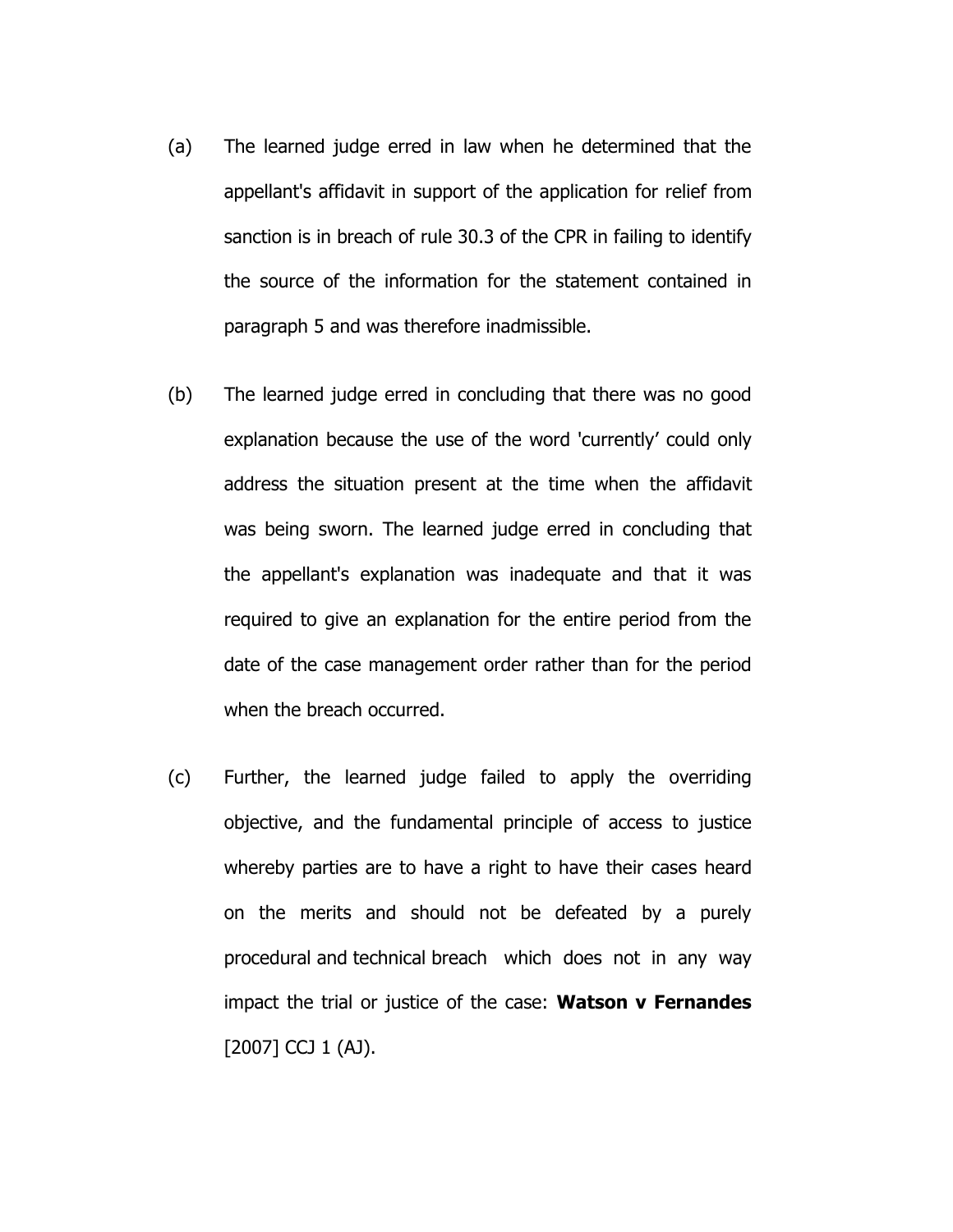(a) The learned judge erred in law when he determined that the appellant's affidavit in support of the application for relief from sanction is in breach of rule 30.3 of the CPR in failing to identify the source of the information for the statement contained in paragraph 5 and was therefore inadmissible.

(b) The learned judge erred in concluding that there was no good explanation because the use of the word 'currently' could only address the situation present at the time when the affidavit was being sworn. The learned judge erred in concluding that the appellant's explanation was inadequate and that it was required to give an explanation for the entire period from the date of the case management order rather than for the period when the breach occurred.

(c) Further, the learned judge failed to apply the overriding objective, and the fundamental principle of access to justice whereby parties are to have a right to have their cases heard on the merits and should not be defeated by a purely procedural and technical breach which does not in any way impact the trial or justice of the case: **Watson v Fernandes** [2007] CCJ 1 (AJ).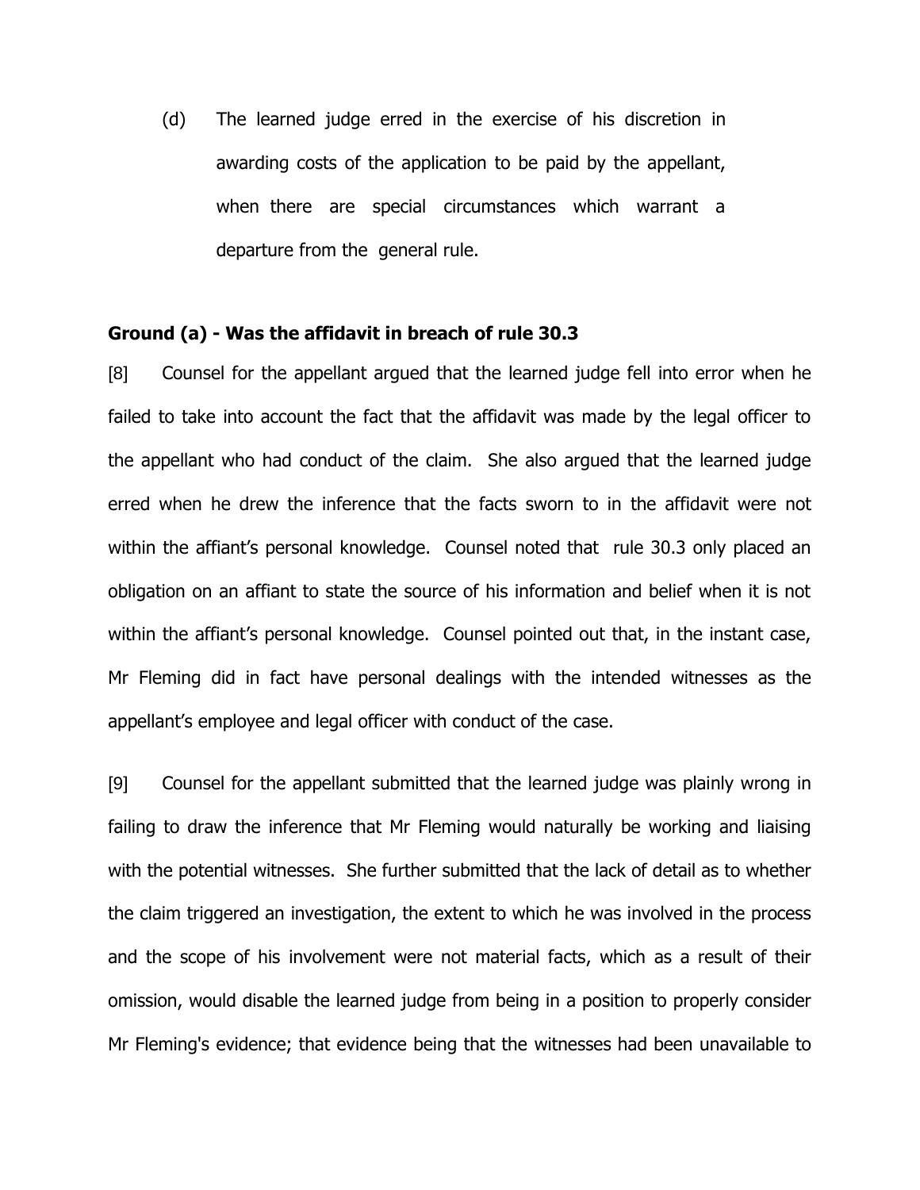(d) The learned judge erred in the exercise of his discretion in awarding costs of the application to be paid by the appellant, when there are special circumstances which warrant a departure from the general rule.

### Ground (a) - Was the affidavit in breach of rule 30.3

[8] Counsel for the appellant argued that the learned judge fell into error when he failed to take into account the fact that the affidavit was made by the legal officer to the appellant who had conduct of the claim. She also argued that the learned judge erred when he drew the inference that the facts sworn to in the affidavit were not within the affiant's personal knowledge. Counsel noted that rule 30.3 only placed an obligation on an affiant to state the source of his information and belief when it is not within the affiant's personal knowledge. Counsel pointed out that, in the instant case, Mr Fleming did in fact have personal dealings with the intended witnesses as the appellant's employee and legal officer with conduct of the case.

[9] Counsel for the appellant submitted that the learned judge was plainly wrong in failing to draw the inference that Mr Fleming would naturally be working and liaising with the potential witnesses. She further submitted that the lack of detail as to whether the claim triggered an investigation, the extent to which he was involved in the process and the scope of his involvement were not material facts, which as a result of their omission, would disable the learned judge from being in a position to properly consider Mr Fleming's evidence; that evidence being that the witnesses had been unavailable to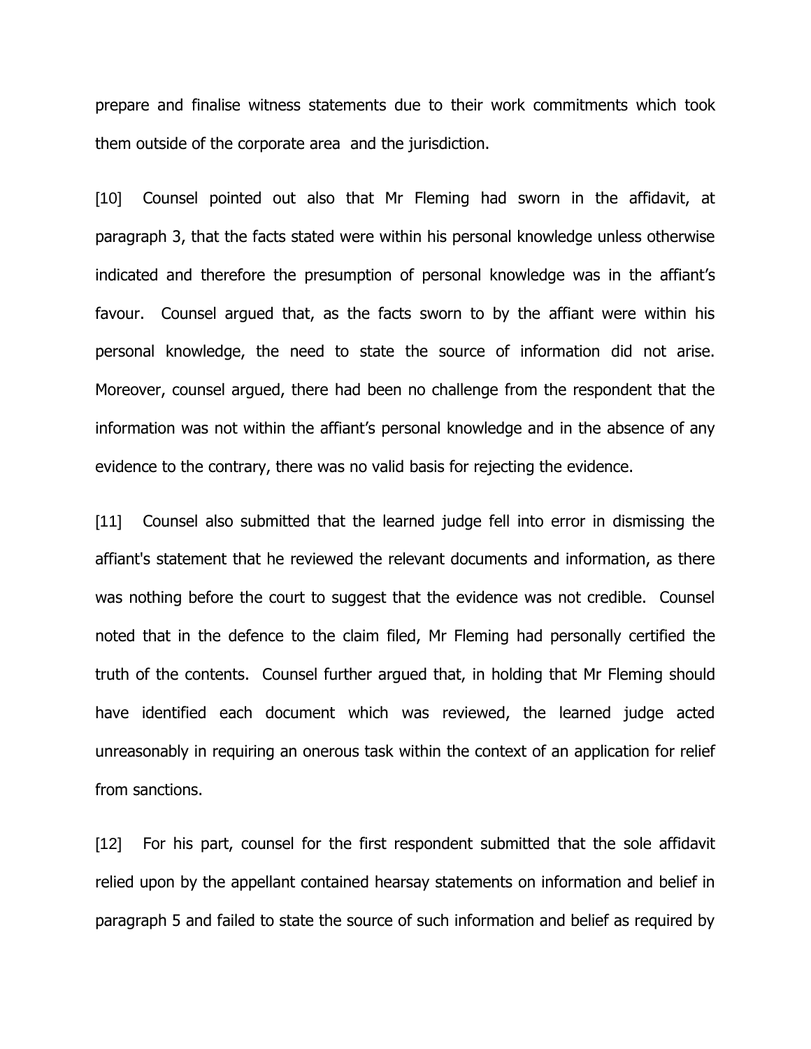prepare and finalise witness statements due to their work commitments which took them outside of the corporate area and the jurisdiction.

[10] Counsel pointed out also that Mr Fleming had sworn in the affidavit, at paragraph 3, that the facts stated were within his personal knowledge unless otherwise indicated and therefore the presumption of personal knowledge was in the affiant's favour. Counsel argued that, as the facts sworn to by the affiant were within his personal knowledge, the need to state the source of information did not arise. Moreover, counsel argued, there had been no challenge from the respondent that the information was not within the affiant's personal knowledge and in the absence of any evidence to the contrary, there was no valid basis for rejecting the evidence.

[11] Counsel also submitted that the learned judge fell into error in dismissing the affiant's statement that he reviewed the relevant documents and information, as there was nothing before the court to suggest that the evidence was not credible. Counsel noted that in the defence to the claim filed, Mr Fleming had personally certified the truth of the contents. Counsel further argued that, in holding that Mr Fleming should have identified each document which was reviewed, the learned judge acted unreasonably in requiring an onerous task within the context of an application for relief from sanctions.

[12] For his part, counsel for the first respondent submitted that the sole affidavit relied upon by the appellant contained hearsay statements on information and belief in paragraph 5 and failed to state the source of such information and belief as required by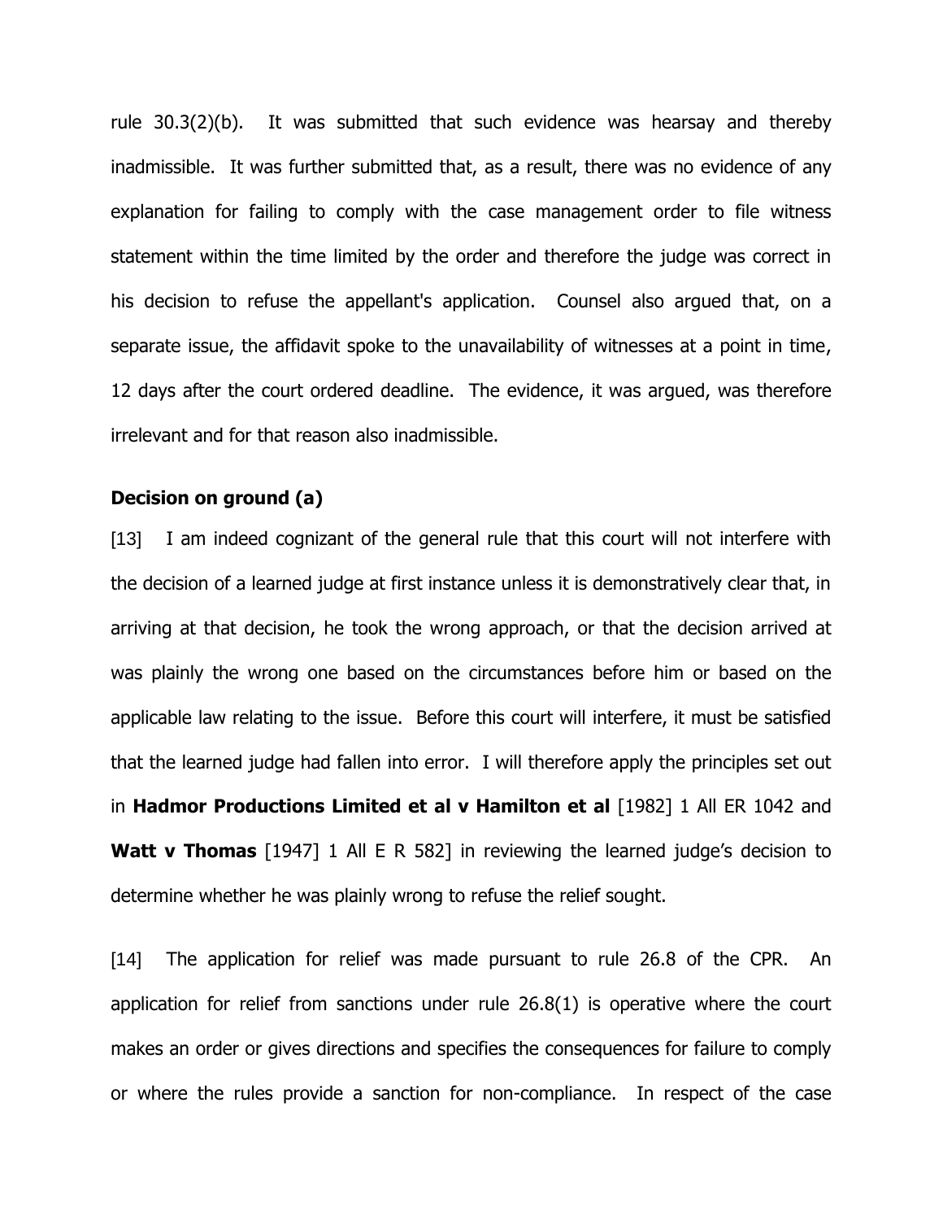rule 30.3(2)(b). It was submitted that such evidence was hearsay and thereby inadmissible. It was further submitted that, as a result, there was no evidence of any explanation for failing to comply with the case management order to file witness statement within the time limited by the order and therefore the judge was correct in his decision to refuse the appellant's application. Counsel also argued that, on a separate issue, the affidavit spoke to the unavailability of witnesses at a point in time, 12 days after the court ordered deadline. The evidence, it was argued, was therefore irrelevant and for that reason also inadmissible.

**Decision on ground (a)**

[13] I am indeed cognizant of the general rule that this court will not interfere with the decision of a learned judge at first instance unless it is demonstratively clear that, in arriving at that decision, he took the wrong approach, or that the decision arrived at was plainly the wrong one based on the circumstances before him or based on the applicable law relating to the issue. Before this court will interfere, it must be satisfied that the learned judge had fallen into error. I will therefore apply the principles set out in **Hadmor Productions Limited et al v Hamilton et al** [1982] 1 All ER 1042 and **Watt v Thomas** [1947] 1 All E R 582] in reviewing the learned judge's decision to determine whether he was plainly wrong to refuse the relief sought.

[14] The application for relief was made pursuant to rule 26.8 of the CPR. An application for relief from sanctions under rule 26.8(1) is operative where the court makes an order or gives directions and specifies the consequences for failure to comply or where the rules provide a sanction for non-compliance. In respect of the case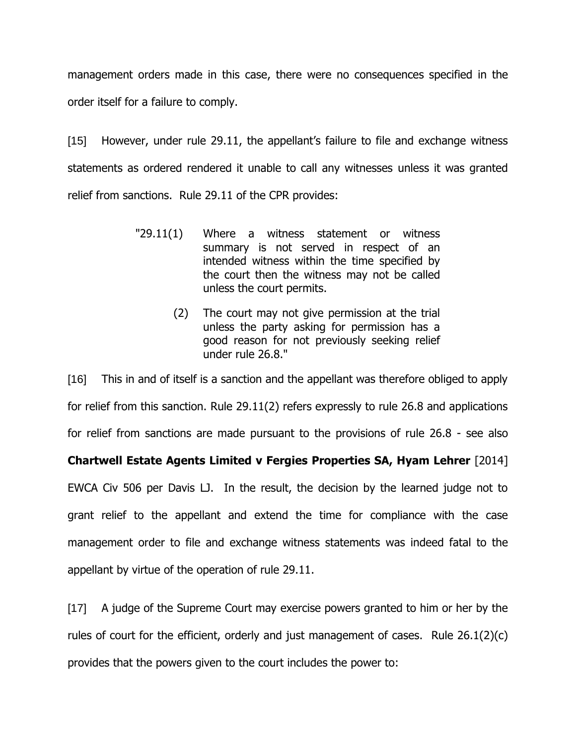management orders made in this case, there were no consequences specified in the order itself for a failure to comply.

[15] However, under rule 29.11, the appellant's failure to file and exchange witness statements as ordered rendered it unable to call any witnesses unless it was granted relief from sanctions. Rule 29.11 of the CPR provides:

> "29.11(1) Where a witness statement or witness summary is not served in respect of an intended witness within the time specified by the court then the witness may not be called unless the court permits.
>
> (2) The court may not give permission at the trial unless the party asking for permission has a good reason for not previously seeking relief under rule 26.8."

[16] This in and of itself is a sanction and the appellant was therefore obliged to apply for relief from this sanction. Rule 29.11(2) refers expressly to rule 26.8 and applications for relief from sanctions are made pursuant to the provisions of rule 26.8 - see also **Chartwell Estate Agents Limited v Fergies Properties SA, Hyam Lehrer** [2014] EWCA Civ 506 per Davis LJ. In the result, the decision by the learned judge not to grant relief to the appellant and extend the time for compliance with the case management order to file and exchange witness statements was indeed fatal to the appellant by virtue of the operation of rule 29.11.

[17] A judge of the Supreme Court may exercise powers granted to him or her by the rules of court for the efficient, orderly and just management of cases. Rule 26.1(2)(c) provides that the powers given to the court includes the power to: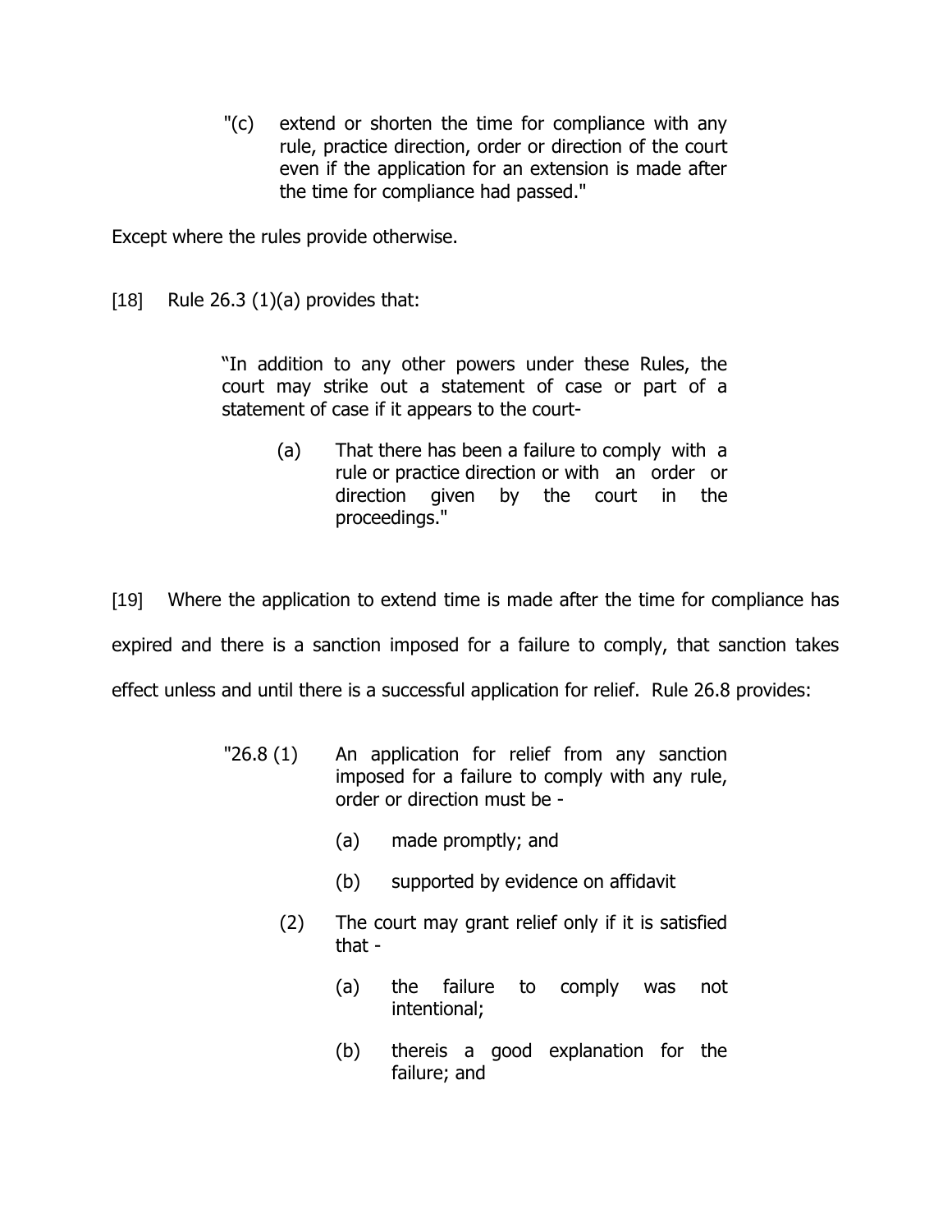> "(c) extend or shorten the time for compliance with any rule, practice direction, order or direction of the court even if the application for an extension is made after the time for compliance had passed."

Except where the rules provide otherwise.

[18] Rule 26.3 (1)(a) provides that:

> "In addition to any other powers under these Rules, the court may strike out a statement of case or part of a statement of case if it appears to the court-
>
> (a) That there has been a failure to comply with a rule or practice direction or with an order or direction given by the court in the proceedings."

[19] Where the application to extend time is made after the time for compliance has expired and there is a sanction imposed for a failure to comply, that sanction takes effect unless and until there is a successful application for relief. Rule 26.8 provides:

> "26.8 (1) An application for relief from any sanction imposed for a failure to comply with any rule, order or direction must be -
>
> (a) made promptly; and
>
> (b) supported by evidence on affidavit
>
> (2) The court may grant relief only if it is satisfied that -
>
> (a) the failure to comply was not intentional;
>
> (b) thereis a good explanation for the failure; and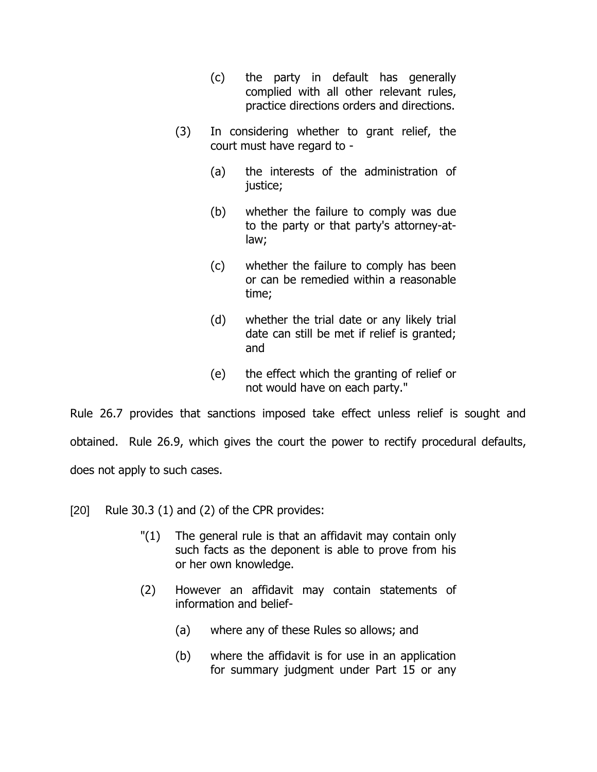> (c) the party in default has generally complied with all other relevant rules, practice directions orders and directions.
>
> (3) In considering whether to grant relief, the court must have regard to -
>
> (a) the interests of the administration of justice;
>
> (b) whether the failure to comply was due to the party or that party's attorney-at-law;
>
> (c) whether the failure to comply has been or can be remedied within a reasonable time;
>
> (d) whether the trial date or any likely trial date can still be met if relief is granted; and
>
> (e) the effect which the granting of relief or not would have on each party."

Rule 26.7 provides that sanctions imposed take effect unless relief is sought and obtained. Rule 26.9, which gives the court the power to rectify procedural defaults, does not apply to such cases.

[20] Rule 30.3 (1) and (2) of the CPR provides:

> "(1) The general rule is that an affidavit may contain only such facts as the deponent is able to prove from his or her own knowledge.
>
> (2) However an affidavit may contain statements of information and belief-
>
> (a) where any of these Rules so allows; and
>
> (b) where the affidavit is for use in an application for summary judgment under Part 15 or any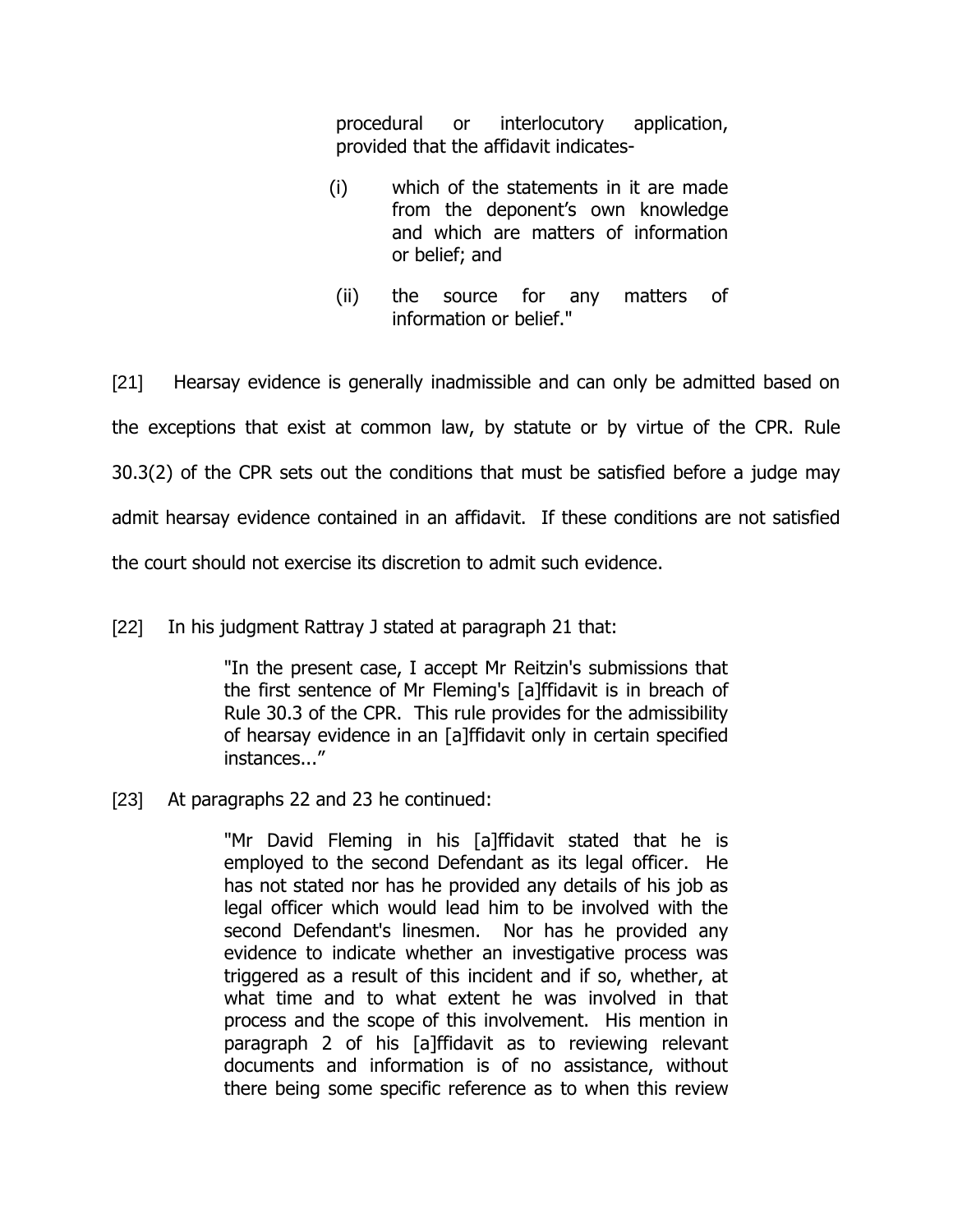> procedural or interlocutory application, provided that the affidavit indicates-
>
> (i) which of the statements in it are made from the deponent's own knowledge and which are matters of information or belief; and
>
> (ii) the source for any matters of information or belief."

[21] Hearsay evidence is generally inadmissible and can only be admitted based on the exceptions that exist at common law, by statute or by virtue of the CPR. Rule 30.3(2) of the CPR sets out the conditions that must be satisfied before a judge may admit hearsay evidence contained in an affidavit. If these conditions are not satisfied the court should not exercise its discretion to admit such evidence.

[22] In his judgment Rattray J stated at paragraph 21 that:

> "In the present case, I accept Mr Reitzin's submissions that the first sentence of Mr Fleming's [a]ffidavit is in breach of Rule 30.3 of the CPR. This rule provides for the admissibility of hearsay evidence in an [a]ffidavit only in certain specified instances..."

[23] At paragraphs 22 and 23 he continued:

> "Mr David Fleming in his [a]ffidavit stated that he is employed to the second Defendant as its legal officer. He has not stated nor has he provided any details of his job as legal officer which would lead him to be involved with the second Defendant's linesmen. Nor has he provided any evidence to indicate whether an investigative process was triggered as a result of this incident and if so, whether, at what time and to what extent he was involved in that process and the scope of this involvement. His mention in paragraph 2 of his [a]ffidavit as to reviewing relevant documents and information is of no assistance, without there being some specific reference as to when this review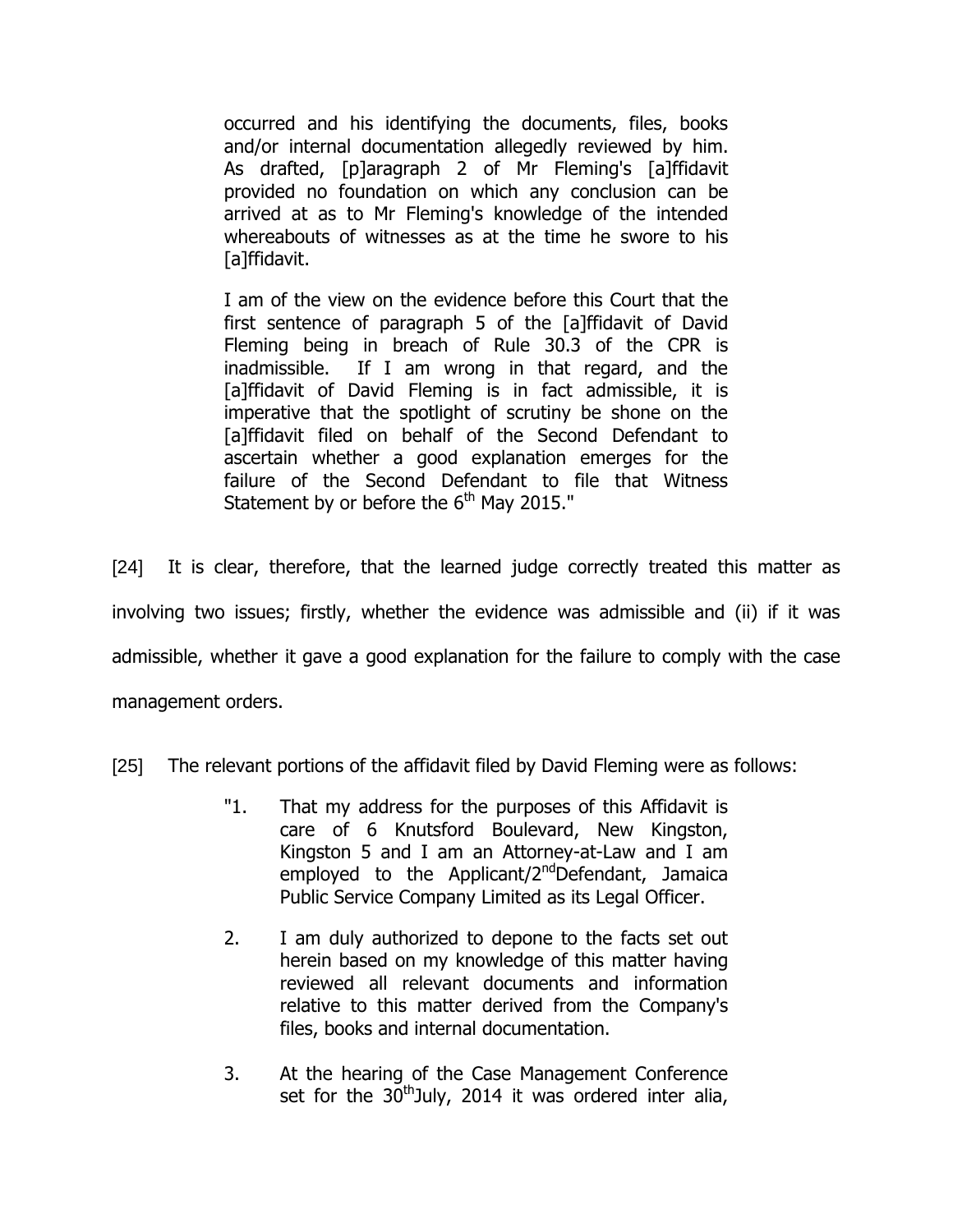> occurred and his identifying the documents, files, books and/or internal documentation allegedly reviewed by him. As drafted, [p]aragraph 2 of Mr Fleming's [a]ffidavit provided no foundation on which any conclusion can be arrived at as to Mr Fleming's knowledge of the intended whereabouts of witnesses as at the time he swore to his [a]ffidavit.
>
> I am of the view on the evidence before this Court that the first sentence of paragraph 5 of the [a]ffidavit of David Fleming being in breach of Rule 30.3 of the CPR is inadmissible. If I am wrong in that regard, and the [a]ffidavit of David Fleming is in fact admissible, it is imperative that the spotlight of scrutiny be shone on the [a]ffidavit filed on behalf of the Second Defendant to ascertain whether a good explanation emerges for the failure of the Second Defendant to file that Witness Statement by or before the 6th May 2015."

[24] It is clear, therefore, that the learned judge correctly treated this matter as involving two issues; firstly, whether the evidence was admissible and (ii) if it was admissible, whether it gave a good explanation for the failure to comply with the case management orders.

[25] The relevant portions of the affidavit filed by David Fleming were as follows:

> "1. That my address for the purposes of this Affidavit is care of 6 Knutsford Boulevard, New Kingston, Kingston 5 and I am an Attorney-at-Law and I am employed to the Applicant/2nd Defendant, Jamaica Public Service Company Limited as its Legal Officer.
>
> 2. I am duly authorized to depone to the facts set out herein based on my knowledge of this matter having reviewed all relevant documents and information relative to this matter derived from the Company's files, books and internal documentation.
>
> 3. At the hearing of the Case Management Conference set for the 30th July, 2014 it was ordered inter alia,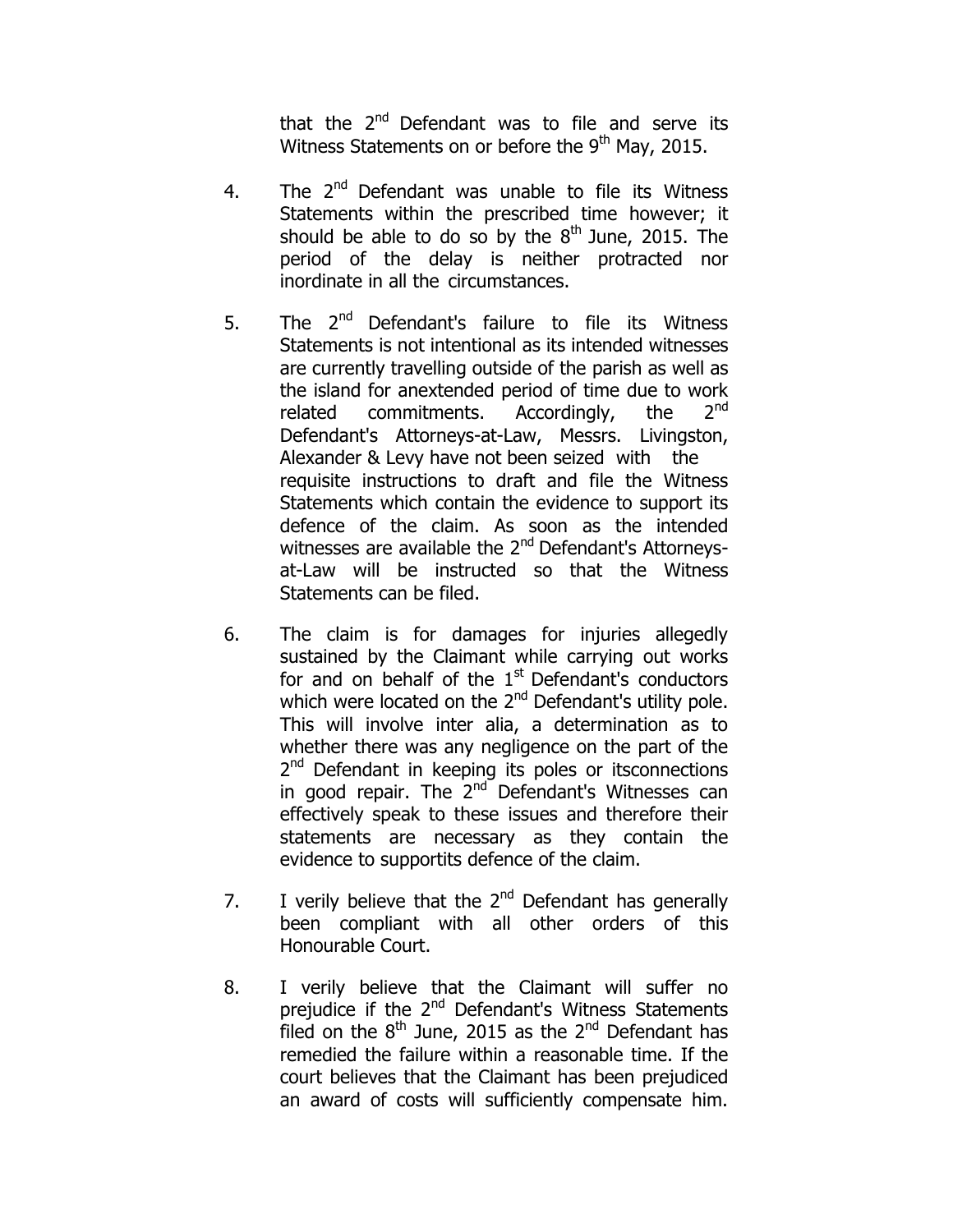that the 2nd Defendant was to file and serve its Witness Statements on or before the 9th May, 2015.

4. The 2nd Defendant was unable to file its Witness Statements within the prescribed time however; it should be able to do so by the 8th June, 2015. The period of the delay is neither protracted nor inordinate in all the circumstances.

5. The 2nd Defendant's failure to file its Witness Statements is not intentional as its intended witnesses are currently travelling outside of the parish as well as the island for anextended period of time due to work related commitments. Accordingly, the 2nd Defendant's Attorneys-at-Law, Messrs. Livingston, Alexander & Levy have not been seized with the requisite instructions to draft and file the Witness Statements which contain the evidence to support its defence of the claim. As soon as the intended witnesses are available the 2nd Defendant's Attorneys-at-Law will be instructed so that the Witness Statements can be filed.

6. The claim is for damages for injuries allegedly sustained by the Claimant while carrying out works for and on behalf of the 1st Defendant's conductors which were located on the 2nd Defendant's utility pole. This will involve inter alia, a determination as to whether there was any negligence on the part of the 2nd Defendant in keeping its poles or itsconnections in good repair. The 2nd Defendant's Witnesses can effectively speak to these issues and therefore their statements are necessary as they contain the evidence to supportits defence of the claim.

7. I verily believe that the 2nd Defendant has generally been compliant with all other orders of this Honourable Court.

8. I verily believe that the Claimant will suffer no prejudice if the 2nd Defendant's Witness Statements filed on the 8th June, 2015 as the 2nd Defendant has remedied the failure within a reasonable time. If the court believes that the Claimant has been prejudiced an award of costs will sufficiently compensate him.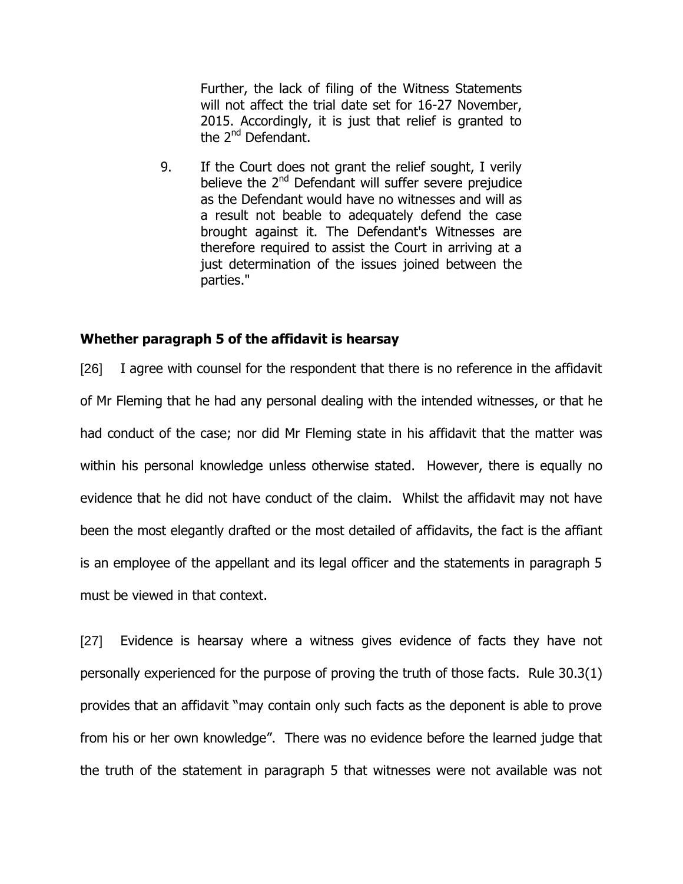> Further, the lack of filing of the Witness Statements will not affect the trial date set for 16-27 November, 2015. Accordingly, it is just that relief is granted to the 2nd Defendant.
>
> 9. If the Court does not grant the relief sought, I verily believe the 2nd Defendant will suffer severe prejudice as the Defendant would have no witnesses and will as a result not beable to adequately defend the case brought against it. The Defendant's Witnesses are therefore required to assist the Court in arriving at a just determination of the issues joined between the parties."

**Whether paragraph 5 of the affidavit is hearsay**

[26] I agree with counsel for the respondent that there is no reference in the affidavit of Mr Fleming that he had any personal dealing with the intended witnesses, or that he had conduct of the case; nor did Mr Fleming state in his affidavit that the matter was within his personal knowledge unless otherwise stated. However, there is equally no evidence that he did not have conduct of the claim. Whilst the affidavit may not have been the most elegantly drafted or the most detailed of affidavits, the fact is the affiant is an employee of the appellant and its legal officer and the statements in paragraph 5 must be viewed in that context.

[27] Evidence is hearsay where a witness gives evidence of facts they have not personally experienced for the purpose of proving the truth of those facts. Rule 30.3(1) provides that an affidavit "may contain only such facts as the deponent is able to prove from his or her own knowledge". There was no evidence before the learned judge that the truth of the statement in paragraph 5 that witnesses were not available was not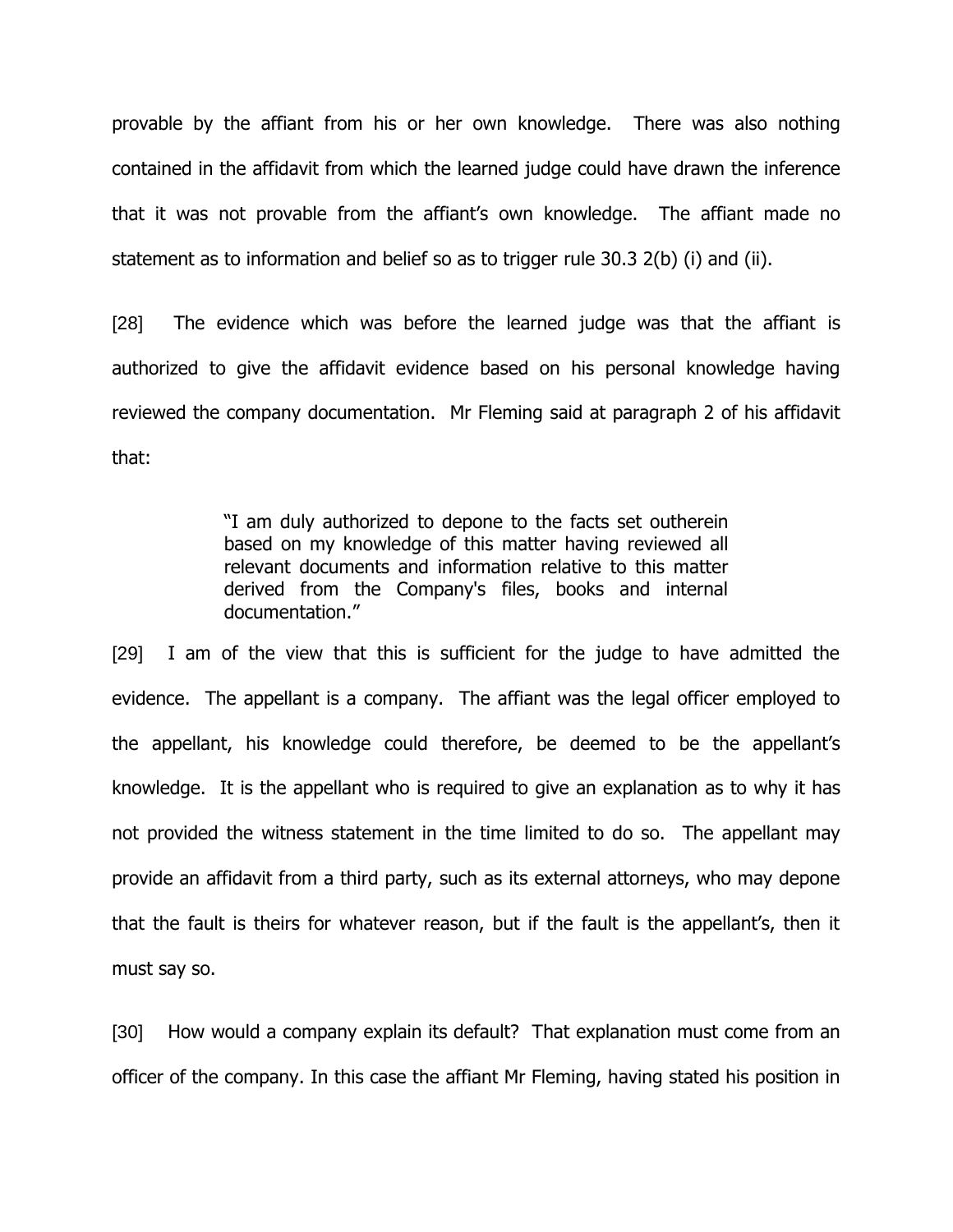provable by the affiant from his or her own knowledge. There was also nothing contained in the affidavit from which the learned judge could have drawn the inference that it was not provable from the affiant's own knowledge. The affiant made no statement as to information and belief so as to trigger rule 30.3 2(b) (i) and (ii).

[28] The evidence which was before the learned judge was that the affiant is authorized to give the affidavit evidence based on his personal knowledge having reviewed the company documentation. Mr Fleming said at paragraph 2 of his affidavit that:

> "I am duly authorized to depone to the facts set outherein based on my knowledge of this matter having reviewed all relevant documents and information relative to this matter derived from the Company's files, books and internal documentation."

[29] I am of the view that this is sufficient for the judge to have admitted the evidence. The appellant is a company. The affiant was the legal officer employed to the appellant, his knowledge could therefore, be deemed to be the appellant's knowledge. It is the appellant who is required to give an explanation as to why it has not provided the witness statement in the time limited to do so. The appellant may provide an affidavit from a third party, such as its external attorneys, who may depone that the fault is theirs for whatever reason, but if the fault is the appellant's, then it must say so.

[30] How would a company explain its default? That explanation must come from an officer of the company. In this case the affiant Mr Fleming, having stated his position in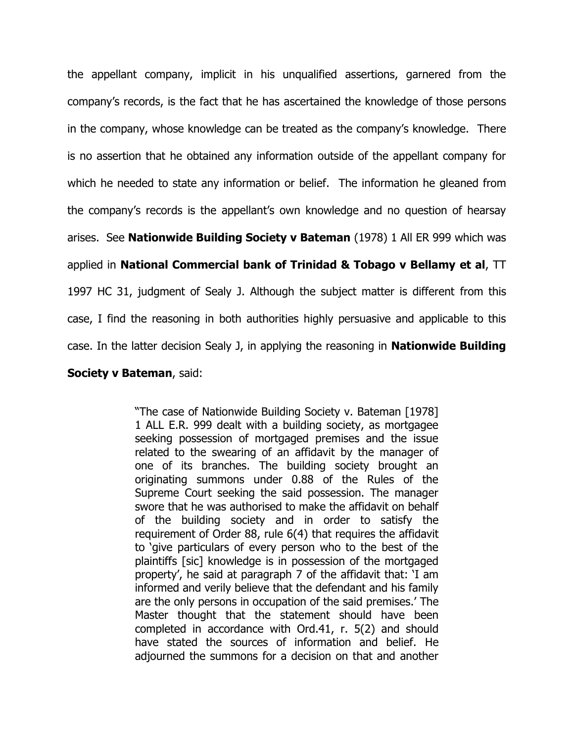the appellant company, implicit in his unqualified assertions, garnered from the company's records, is the fact that he has ascertained the knowledge of those persons in the company, whose knowledge can be treated as the company's knowledge. There is no assertion that he obtained any information outside of the appellant company for which he needed to state any information or belief. The information he gleaned from the company's records is the appellant's own knowledge and no question of hearsay arises. See **Nationwide Building Society v Bateman** (1978) 1 All ER 999 which was applied in **National Commercial bank of Trinidad & Tobago v Bellamy et al**, TT 1997 HC 31, judgment of Sealy J. Although the subject matter is different from this case, I find the reasoning in both authorities highly persuasive and applicable to this case. In the latter decision Sealy J, in applying the reasoning in **Nationwide Building Society v Bateman**, said:

> "The case of Nationwide Building Society v. Bateman [1978] 1 ALL E.R. 999 dealt with a building society, as mortgagee seeking possession of mortgaged premises and the issue related to the swearing of an affidavit by the manager of one of its branches. The building society brought an originating summons under 0.88 of the Rules of the Supreme Court seeking the said possession. The manager swore that he was authorised to make the affidavit on behalf of the building society and in order to satisfy the requirement of Order 88, rule 6(4) that requires the affidavit to 'give particulars of every person who to the best of the plaintiffs [sic] knowledge is in possession of the mortgaged property', he said at paragraph 7 of the affidavit that: 'I am informed and verily believe that the defendant and his family are the only persons in occupation of the said premises.' The Master thought that the statement should have been completed in accordance with Ord.41, r. 5(2) and should have stated the sources of information and belief. He adjourned the summons for a decision on that and another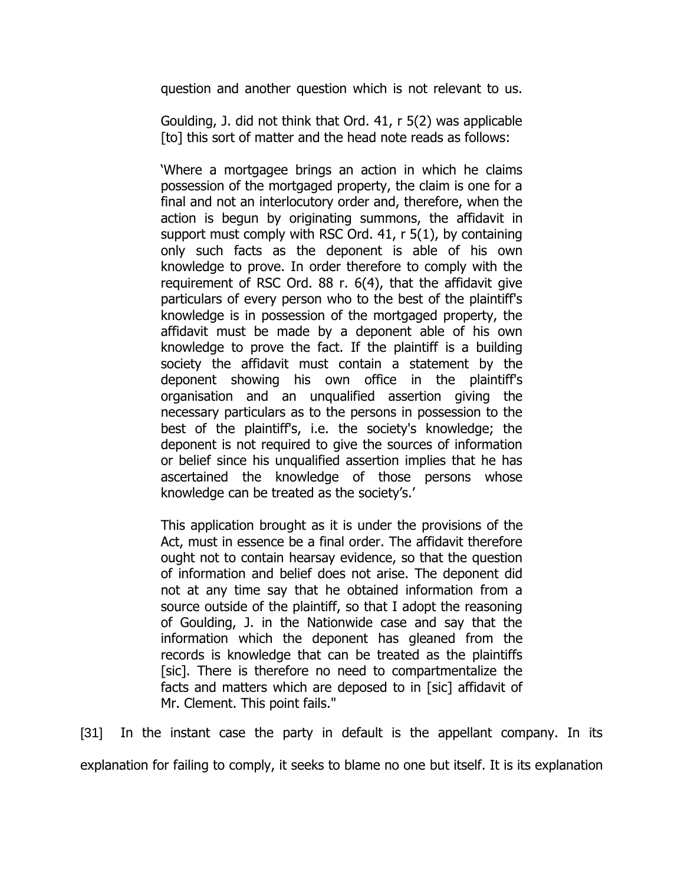> question and another question which is not relevant to us.
>
> Goulding, J. did not think that Ord. 41, r 5(2) was applicable [to] this sort of matter and the head note reads as follows:
>
> 'Where a mortgagee brings an action in which he claims possession of the mortgaged property, the claim is one for a final and not an interlocutory order and, therefore, when the action is begun by originating summons, the affidavit in support must comply with RSC Ord. 41, r 5(1), by containing only such facts as the deponent is able of his own knowledge to prove. In order therefore to comply with the requirement of RSC Ord. 88 r. 6(4), that the affidavit give particulars of every person who to the best of the plaintiff's knowledge is in possession of the mortgaged property, the affidavit must be made by a deponent able of his own knowledge to prove the fact. If the plaintiff is a building society the affidavit must contain a statement by the deponent showing his own office in the plaintiff's organisation and an unqualified assertion giving the necessary particulars as to the persons in possession to the best of the plaintiff's, i.e. the society's knowledge; the deponent is not required to give the sources of information or belief since his unqualified assertion implies that he has ascertained the knowledge of those persons whose knowledge can be treated as the society's.'
>
> This application brought as it is under the provisions of the Act, must in essence be a final order. The affidavit therefore ought not to contain hearsay evidence, so that the question of information and belief does not arise. The deponent did not at any time say that he obtained information from a source outside of the plaintiff, so that I adopt the reasoning of Goulding, J. in the Nationwide case and say that the information which the deponent has gleaned from the records is knowledge that can be treated as the plaintiffs [sic]. There is therefore no need to compartmentalize the facts and matters which are deposed to in [sic] affidavit of Mr. Clement. This point fails."

[31] In the instant case the party in default is the appellant company. In its explanation for failing to comply, it seeks to blame no one but itself. It is its explanation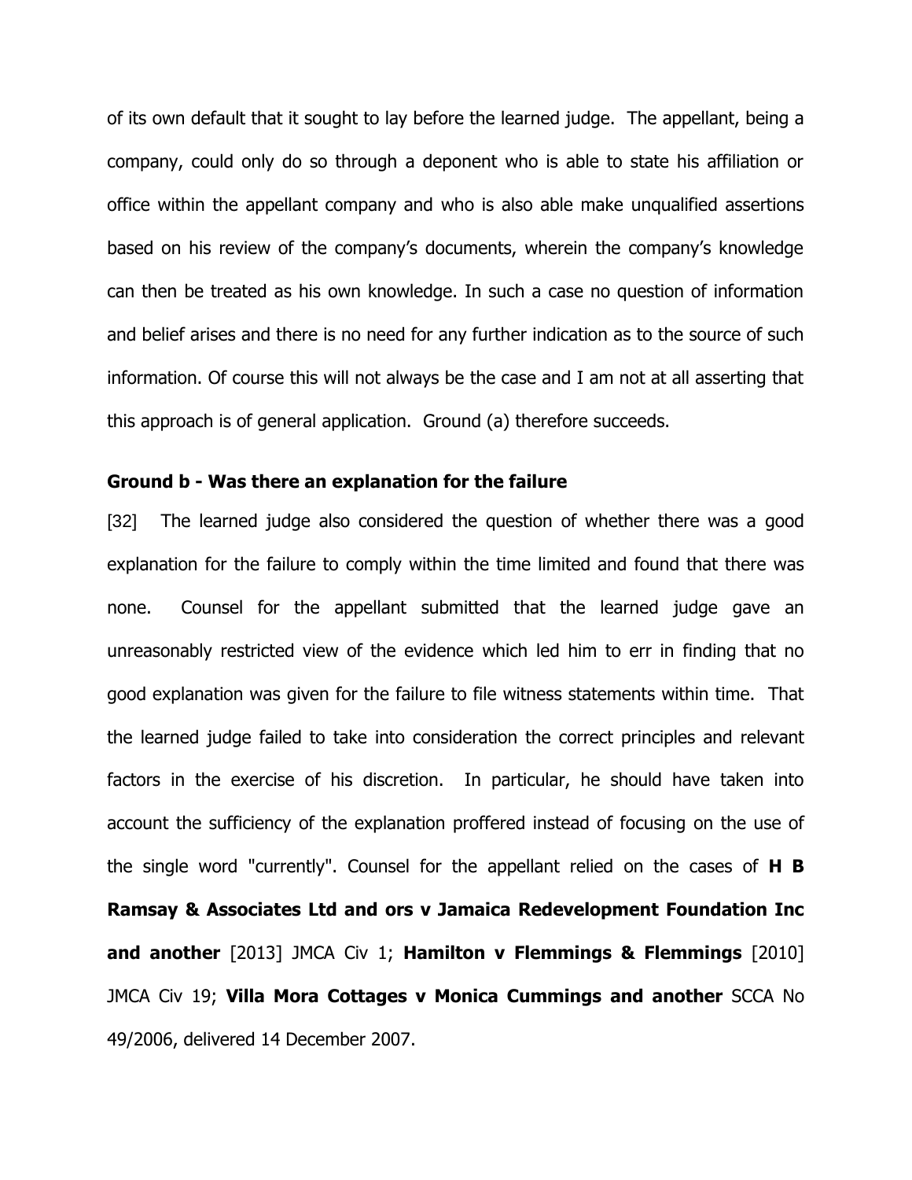of its own default that it sought to lay before the learned judge. The appellant, being a company, could only do so through a deponent who is able to state his affiliation or office within the appellant company and who is also able make unqualified assertions based on his review of the company's documents, wherein the company's knowledge can then be treated as his own knowledge. In such a case no question of information and belief arises and there is no need for any further indication as to the source of such information. Of course this will not always be the case and I am not at all asserting that this approach is of general application. Ground (a) therefore succeeds.

**Ground b - Was there an explanation for the failure**

[32] The learned judge also considered the question of whether there was a good explanation for the failure to comply within the time limited and found that there was none. Counsel for the appellant submitted that the learned judge gave an unreasonably restricted view of the evidence which led him to err in finding that no good explanation was given for the failure to file witness statements within time. That the learned judge failed to take into consideration the correct principles and relevant factors in the exercise of his discretion. In particular, he should have taken into account the sufficiency of the explanation proffered instead of focusing on the use of the single word "currently". Counsel for the appellant relied on the cases of **H B Ramsay & Associates Ltd and ors v Jamaica Redevelopment Foundation Inc and another** [2013] JMCA Civ 1; **Hamilton v Flemmings & Flemmings** [2010] JMCA Civ 19; **Villa Mora Cottages v Monica Cummings and another** SCCA No 49/2006, delivered 14 December 2007.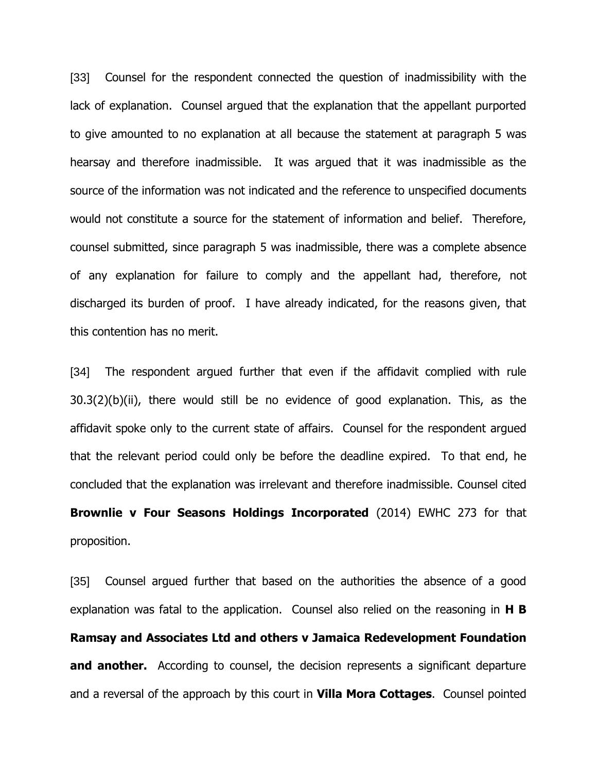[33] Counsel for the respondent connected the question of inadmissibility with the lack of explanation. Counsel argued that the explanation that the appellant purported to give amounted to no explanation at all because the statement at paragraph 5 was hearsay and therefore inadmissible. It was argued that it was inadmissible as the source of the information was not indicated and the reference to unspecified documents would not constitute a source for the statement of information and belief. Therefore, counsel submitted, since paragraph 5 was inadmissible, there was a complete absence of any explanation for failure to comply and the appellant had, therefore, not discharged its burden of proof. I have already indicated, for the reasons given, that this contention has no merit.

[34] The respondent argued further that even if the affidavit complied with rule 30.3(2)(b)(ii), there would still be no evidence of good explanation. This, as the affidavit spoke only to the current state of affairs. Counsel for the respondent argued that the relevant period could only be before the deadline expired. To that end, he concluded that the explanation was irrelevant and therefore inadmissible. Counsel cited **Brownlie v Four Seasons Holdings Incorporated** (2014) EWHC 273 for that proposition.

[35] Counsel argued further that based on the authorities the absence of a good explanation was fatal to the application. Counsel also relied on the reasoning in **H B Ramsay and Associates Ltd and others v Jamaica Redevelopment Foundation and another.** According to counsel, the decision represents a significant departure and a reversal of the approach by this court in **Villa Mora Cottages**. Counsel pointed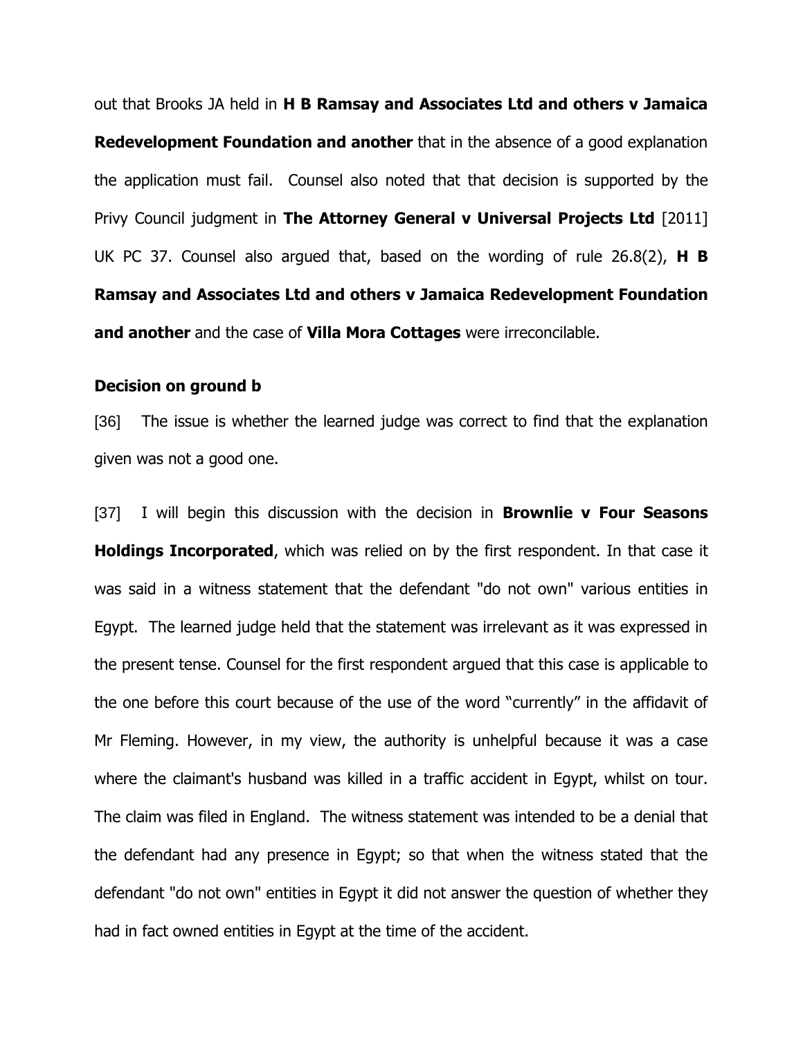out that Brooks JA held in **H B Ramsay and Associates Ltd and others v Jamaica Redevelopment Foundation and another** that in the absence of a good explanation the application must fail. Counsel also noted that that decision is supported by the Privy Council judgment in **The Attorney General v Universal Projects Ltd** [2011] UK PC 37. Counsel also argued that, based on the wording of rule 26.8(2), **H B Ramsay and Associates Ltd and others v Jamaica Redevelopment Foundation and another** and the case of **Villa Mora Cottages** were irreconcilable.

**Decision on ground b**

[36] The issue is whether the learned judge was correct to find that the explanation given was not a good one.

[37] I will begin this discussion with the decision in **Brownlie v Four Seasons Holdings Incorporated**, which was relied on by the first respondent. In that case it was said in a witness statement that the defendant "do not own" various entities in Egypt. The learned judge held that the statement was irrelevant as it was expressed in the present tense. Counsel for the first respondent argued that this case is applicable to the one before this court because of the use of the word "currently" in the affidavit of Mr Fleming. However, in my view, the authority is unhelpful because it was a case where the claimant's husband was killed in a traffic accident in Egypt, whilst on tour. The claim was filed in England. The witness statement was intended to be a denial that the defendant had any presence in Egypt; so that when the witness stated that the defendant "do not own" entities in Egypt it did not answer the question of whether they had in fact owned entities in Egypt at the time of the accident.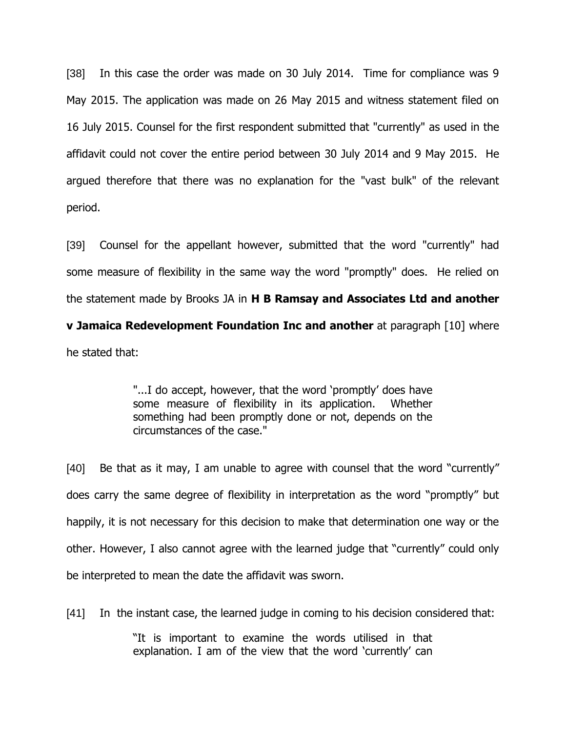[38] In this case the order was made on 30 July 2014. Time for compliance was 9 May 2015. The application was made on 26 May 2015 and witness statement filed on 16 July 2015. Counsel for the first respondent submitted that "currently" as used in the affidavit could not cover the entire period between 30 July 2014 and 9 May 2015. He argued therefore that there was no explanation for the "vast bulk" of the relevant period.

[39] Counsel for the appellant however, submitted that the word "currently" had some measure of flexibility in the same way the word "promptly" does. He relied on the statement made by Brooks JA in **H B Ramsay and Associates Ltd and another v Jamaica Redevelopment Foundation Inc and another** at paragraph [10] where he stated that:

> "...I do accept, however, that the word 'promptly' does have some measure of flexibility in its application. Whether something had been promptly done or not, depends on the circumstances of the case."

[40] Be that as it may, I am unable to agree with counsel that the word "currently" does carry the same degree of flexibility in interpretation as the word "promptly" but happily, it is not necessary for this decision to make that determination one way or the other. However, I also cannot agree with the learned judge that "currently" could only be interpreted to mean the date the affidavit was sworn.

[41] In the instant case, the learned judge in coming to his decision considered that:

> "It is important to examine the words utilised in that explanation. I am of the view that the word 'currently' can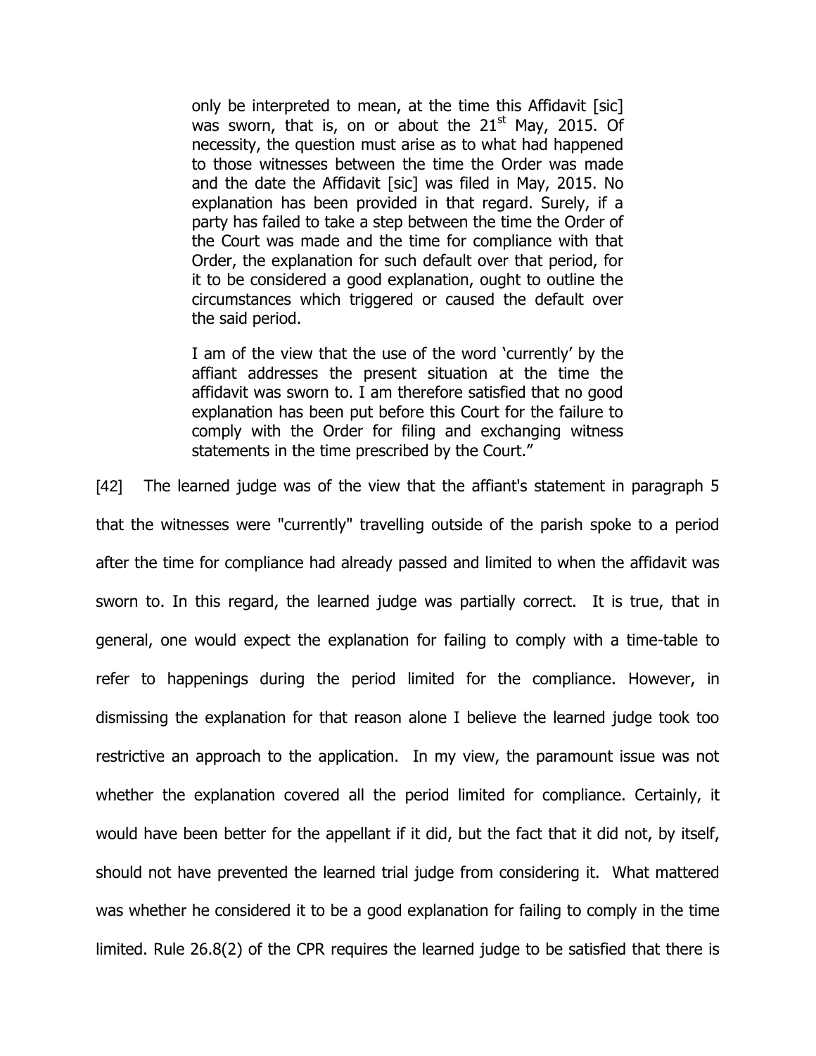> only be interpreted to mean, at the time this Affidavit [sic] was sworn, that is, on or about the 21st May, 2015. Of necessity, the question must arise as to what had happened to those witnesses between the time the Order was made and the date the Affidavit [sic] was filed in May, 2015. No explanation has been provided in that regard. Surely, if a party has failed to take a step between the time the Order of the Court was made and the time for compliance with that Order, the explanation for such default over that period, for it to be considered a good explanation, ought to outline the circumstances which triggered or caused the default over the said period.
>
> I am of the view that the use of the word 'currently' by the affiant addresses the present situation at the time the affidavit was sworn to. I am therefore satisfied that no good explanation has been put before this Court for the failure to comply with the Order for filing and exchanging witness statements in the time prescribed by the Court."

[42] The learned judge was of the view that the affiant's statement in paragraph 5 that the witnesses were "currently" travelling outside of the parish spoke to a period after the time for compliance had already passed and limited to when the affidavit was sworn to. In this regard, the learned judge was partially correct. It is true, that in general, one would expect the explanation for failing to comply with a time-table to refer to happenings during the period limited for the compliance. However, in dismissing the explanation for that reason alone I believe the learned judge took too restrictive an approach to the application. In my view, the paramount issue was not whether the explanation covered all the period limited for compliance. Certainly, it would have been better for the appellant if it did, but the fact that it did not, by itself, should not have prevented the learned trial judge from considering it. What mattered was whether he considered it to be a good explanation for failing to comply in the time limited. Rule 26.8(2) of the CPR requires the learned judge to be satisfied that there is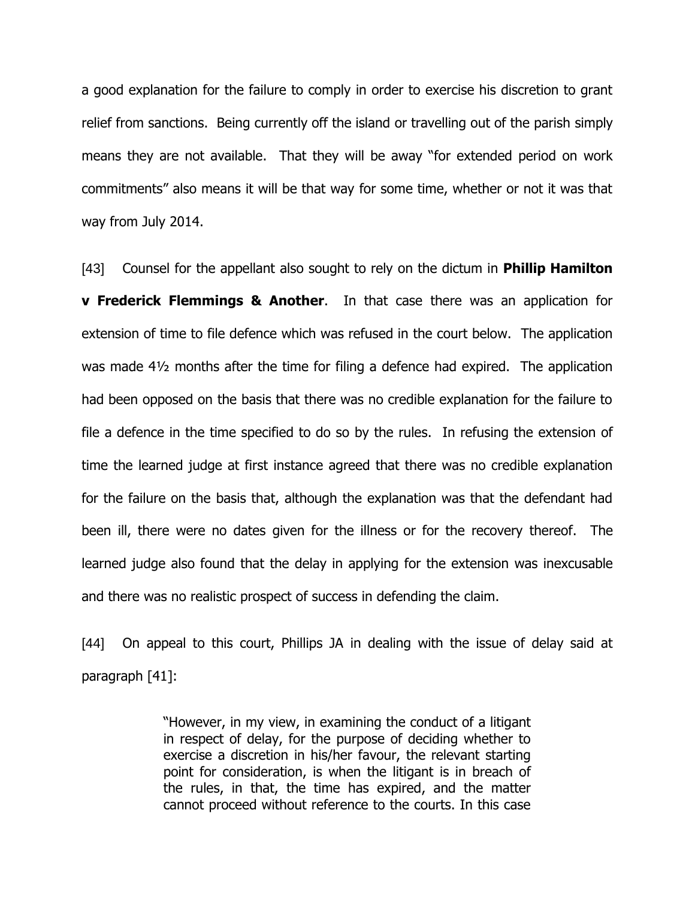a good explanation for the failure to comply in order to exercise his discretion to grant relief from sanctions. Being currently off the island or travelling out of the parish simply means they are not available. That they will be away "for extended period on work commitments" also means it will be that way for some time, whether or not it was that way from July 2014.

[43] Counsel for the appellant also sought to rely on the dictum in **Phillip Hamilton v Frederick Flemmings & Another**. In that case there was an application for extension of time to file defence which was refused in the court below. The application was made 4½ months after the time for filing a defence had expired. The application had been opposed on the basis that there was no credible explanation for the failure to file a defence in the time specified to do so by the rules. In refusing the extension of time the learned judge at first instance agreed that there was no credible explanation for the failure on the basis that, although the explanation was that the defendant had been ill, there were no dates given for the illness or for the recovery thereof. The learned judge also found that the delay in applying for the extension was inexcusable and there was no realistic prospect of success in defending the claim.

[44] On appeal to this court, Phillips JA in dealing with the issue of delay said at paragraph [41]:

> "However, in my view, in examining the conduct of a litigant in respect of delay, for the purpose of deciding whether to exercise a discretion in his/her favour, the relevant starting point for consideration, is when the litigant is in breach of the rules, in that, the time has expired, and the matter cannot proceed without reference to the courts. In this case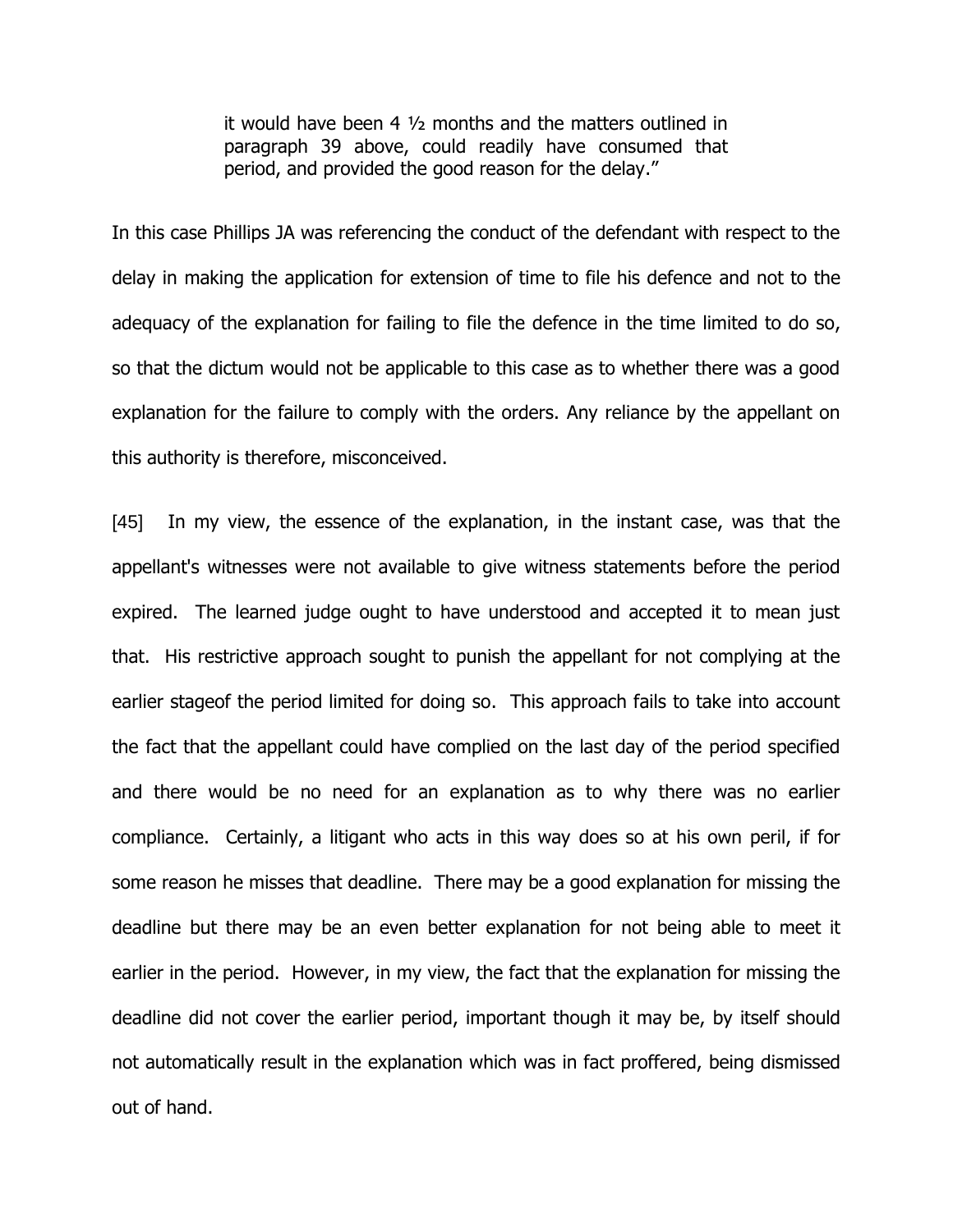> it would have been 4 ½ months and the matters outlined in paragraph 39 above, could readily have consumed that period, and provided the good reason for the delay."

In this case Phillips JA was referencing the conduct of the defendant with respect to the delay in making the application for extension of time to file his defence and not to the adequacy of the explanation for failing to file the defence in the time limited to do so, so that the dictum would not be applicable to this case as to whether there was a good explanation for the failure to comply with the orders. Any reliance by the appellant on this authority is therefore, misconceived.

[45] In my view, the essence of the explanation, in the instant case, was that the appellant's witnesses were not available to give witness statements before the period expired. The learned judge ought to have understood and accepted it to mean just that. His restrictive approach sought to punish the appellant for not complying at the earlier stageof the period limited for doing so. This approach fails to take into account the fact that the appellant could have complied on the last day of the period specified and there would be no need for an explanation as to why there was no earlier compliance. Certainly, a litigant who acts in this way does so at his own peril, if for some reason he misses that deadline. There may be a good explanation for missing the deadline but there may be an even better explanation for not being able to meet it earlier in the period. However, in my view, the fact that the explanation for missing the deadline did not cover the earlier period, important though it may be, by itself should not automatically result in the explanation which was in fact proffered, being dismissed out of hand.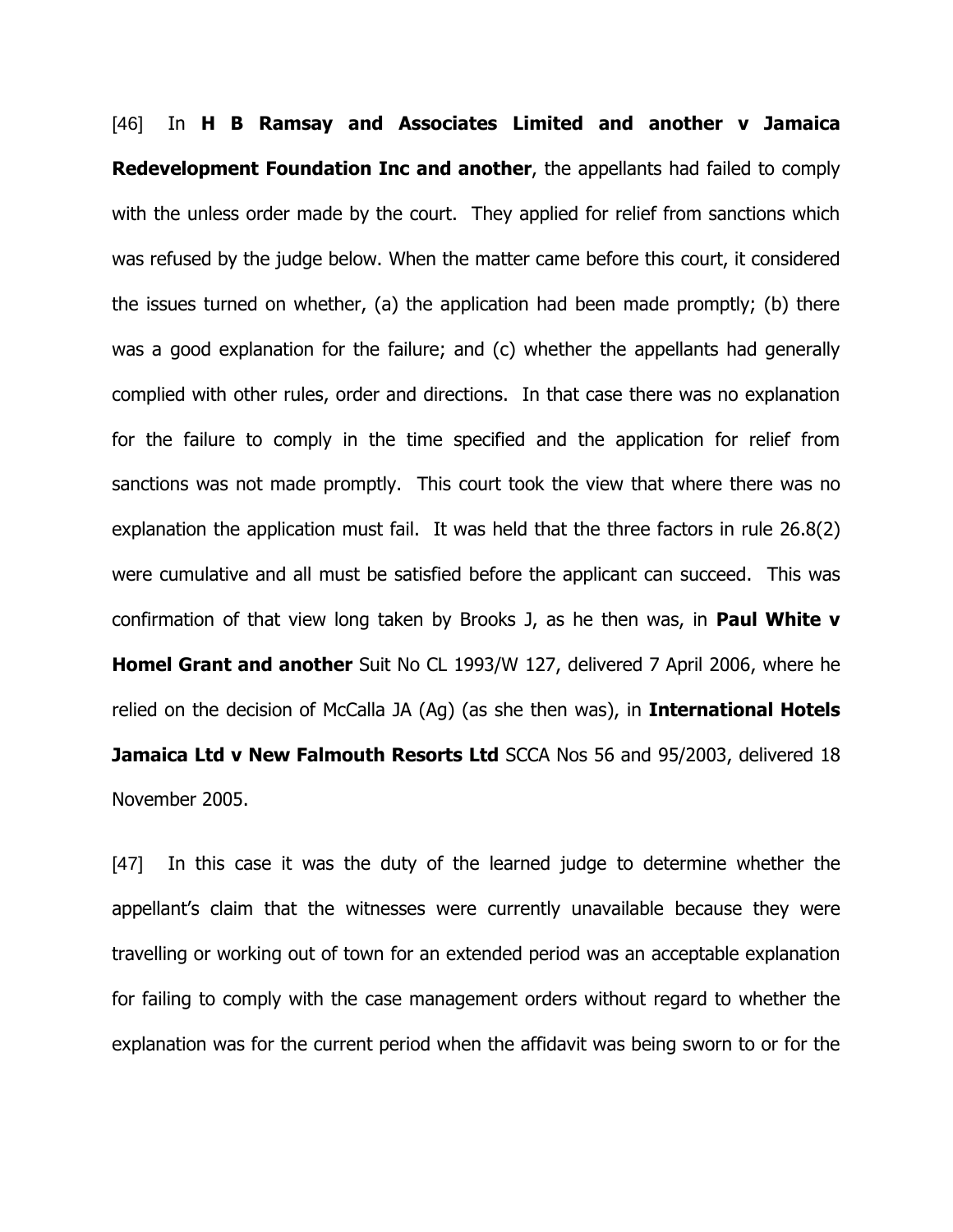[46] In **H B Ramsay and Associates Limited and another v Jamaica Redevelopment Foundation Inc and another**, the appellants had failed to comply with the unless order made by the court. They applied for relief from sanctions which was refused by the judge below. When the matter came before this court, it considered the issues turned on whether, (a) the application had been made promptly; (b) there was a good explanation for the failure; and (c) whether the appellants had generally complied with other rules, order and directions. In that case there was no explanation for the failure to comply in the time specified and the application for relief from sanctions was not made promptly. This court took the view that where there was no explanation the application must fail. It was held that the three factors in rule 26.8(2) were cumulative and all must be satisfied before the applicant can succeed. This was confirmation of that view long taken by Brooks J, as he then was, in **Paul White v Homel Grant and another** Suit No CL 1993/W 127, delivered 7 April 2006, where he relied on the decision of McCalla JA (Ag) (as she then was), in **International Hotels Jamaica Ltd v New Falmouth Resorts Ltd** SCCA Nos 56 and 95/2003, delivered 18 November 2005.

[47] In this case it was the duty of the learned judge to determine whether the appellant's claim that the witnesses were currently unavailable because they were travelling or working out of town for an extended period was an acceptable explanation for failing to comply with the case management orders without regard to whether the explanation was for the current period when the affidavit was being sworn to or for the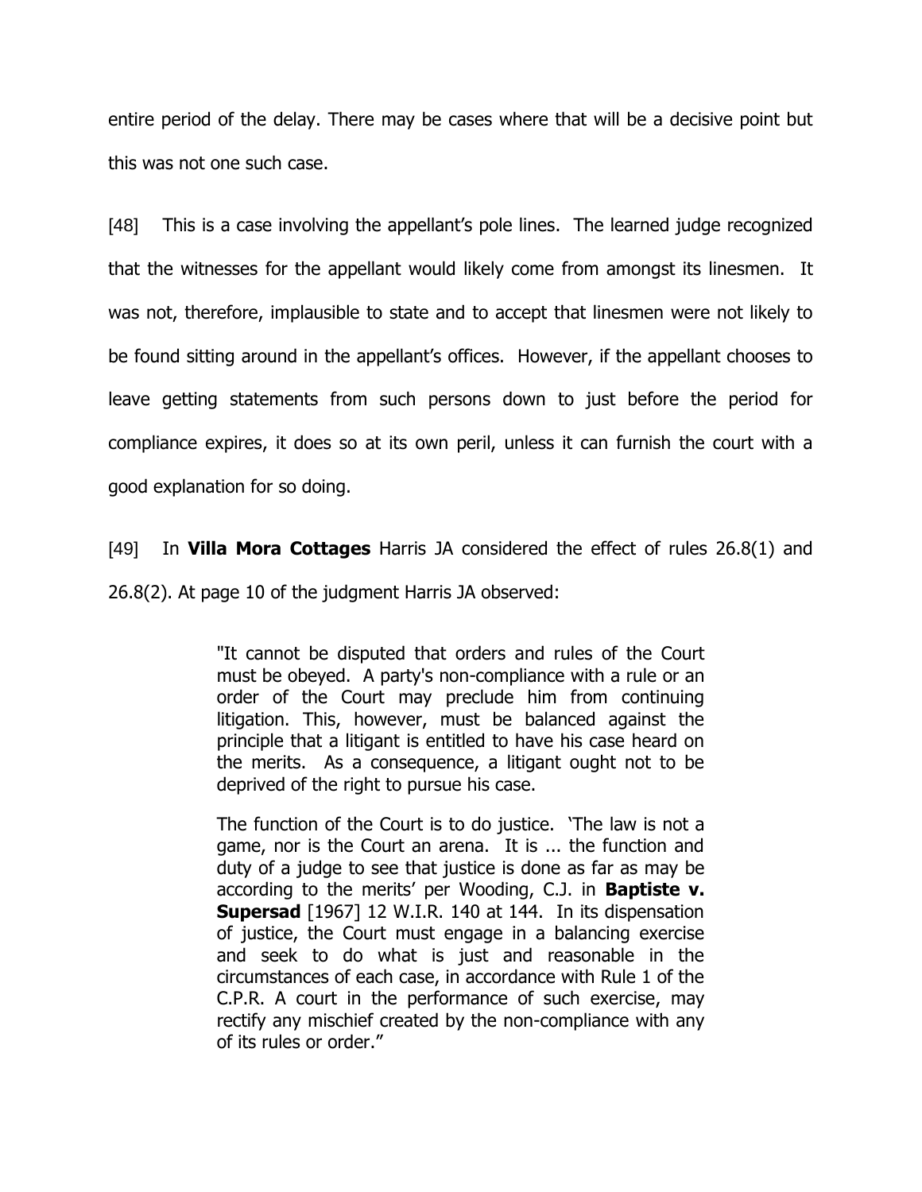entire period of the delay. There may be cases where that will be a decisive point but this was not one such case.

[48] This is a case involving the appellant's pole lines. The learned judge recognized that the witnesses for the appellant would likely come from amongst its linesmen. It was not, therefore, implausible to state and to accept that linesmen were not likely to be found sitting around in the appellant's offices. However, if the appellant chooses to leave getting statements from such persons down to just before the period for compliance expires, it does so at its own peril, unless it can furnish the court with a good explanation for so doing.

[49] In **Villa Mora Cottages** Harris JA considered the effect of rules 26.8(1) and 26.8(2). At page 10 of the judgment Harris JA observed:

> "It cannot be disputed that orders and rules of the Court must be obeyed. A party's non-compliance with a rule or an order of the Court may preclude him from continuing litigation. This, however, must be balanced against the principle that a litigant is entitled to have his case heard on the merits. As a consequence, a litigant ought not to be deprived of the right to pursue his case.
>
> The function of the Court is to do justice. 'The law is not a game, nor is the Court an arena. It is ... the function and duty of a judge to see that justice is done as far as may be according to the merits' per Wooding, C.J. in **Baptiste v. Supersad** [1967] 12 W.I.R. 140 at 144. In its dispensation of justice, the Court must engage in a balancing exercise and seek to do what is just and reasonable in the circumstances of each case, in accordance with Rule 1 of the C.P.R. A court in the performance of such exercise, may rectify any mischief created by the non-compliance with any of its rules or order."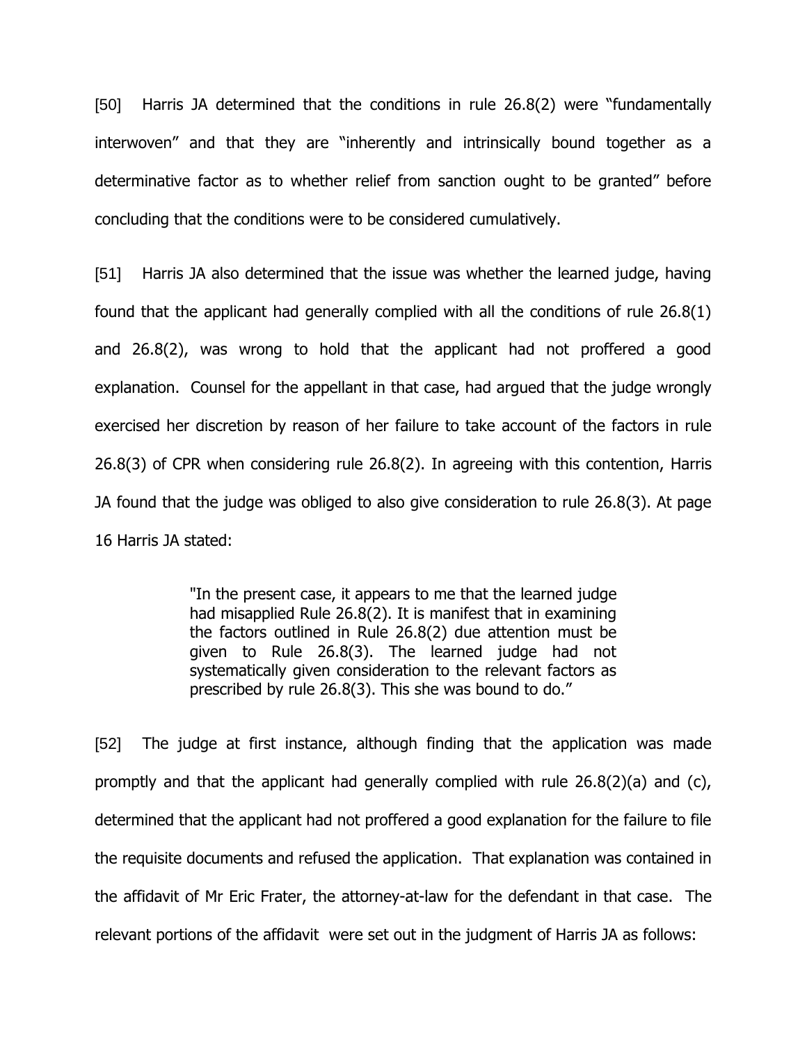[50] Harris JA determined that the conditions in rule 26.8(2) were "fundamentally interwoven" and that they are "inherently and intrinsically bound together as a determinative factor as to whether relief from sanction ought to be granted" before concluding that the conditions were to be considered cumulatively.

[51] Harris JA also determined that the issue was whether the learned judge, having found that the applicant had generally complied with all the conditions of rule 26.8(1) and 26.8(2), was wrong to hold that the applicant had not proffered a good explanation. Counsel for the appellant in that case, had argued that the judge wrongly exercised her discretion by reason of her failure to take account of the factors in rule 26.8(3) of CPR when considering rule 26.8(2). In agreeing with this contention, Harris JA found that the judge was obliged to also give consideration to rule 26.8(3). At page 16 Harris JA stated:

> "In the present case, it appears to me that the learned judge had misapplied Rule 26.8(2). It is manifest that in examining the factors outlined in Rule 26.8(2) due attention must be given to Rule 26.8(3). The learned judge had not systematically given consideration to the relevant factors as prescribed by rule 26.8(3). This she was bound to do."

[52] The judge at first instance, although finding that the application was made promptly and that the applicant had generally complied with rule 26.8(2)(a) and (c), determined that the applicant had not proffered a good explanation for the failure to file the requisite documents and refused the application. That explanation was contained in the affidavit of Mr Eric Frater, the attorney-at-law for the defendant in that case. The relevant portions of the affidavit were set out in the judgment of Harris JA as follows: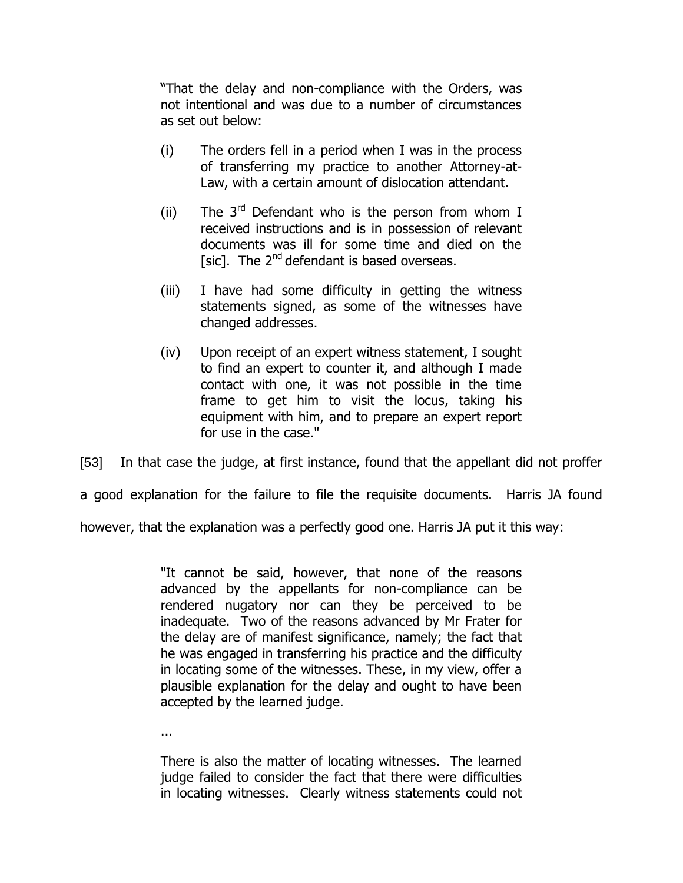> "That the delay and non-compliance with the Orders, was not intentional and was due to a number of circumstances as set out below:
>
> (i) The orders fell in a period when I was in the process of transferring my practice to another Attorney-at-Law, with a certain amount of dislocation attendant.
>
> (ii) The 3rd Defendant who is the person from whom I received instructions and is in possession of relevant documents was ill for some time and died on the [sic]. The 2nd defendant is based overseas.
>
> (iii) I have had some difficulty in getting the witness statements signed, as some of the witnesses have changed addresses.
>
> (iv) Upon receipt of an expert witness statement, I sought to find an expert to counter it, and although I made contact with one, it was not possible in the time frame to get him to visit the locus, taking his equipment with him, and to prepare an expert report for use in the case."

[53] In that case the judge, at first instance, found that the appellant did not proffer a good explanation for the failure to file the requisite documents. Harris JA found however, that the explanation was a perfectly good one. Harris JA put it this way:

> "It cannot be said, however, that none of the reasons advanced by the appellants for non-compliance can be rendered nugatory nor can they be perceived to be inadequate. Two of the reasons advanced by Mr Frater for the delay are of manifest significance, namely; the fact that he was engaged in transferring his practice and the difficulty in locating some of the witnesses. These, in my view, offer a plausible explanation for the delay and ought to have been accepted by the learned judge.
>
> ...
>
> There is also the matter of locating witnesses. The learned judge failed to consider the fact that there were difficulties in locating witnesses. Clearly witness statements could not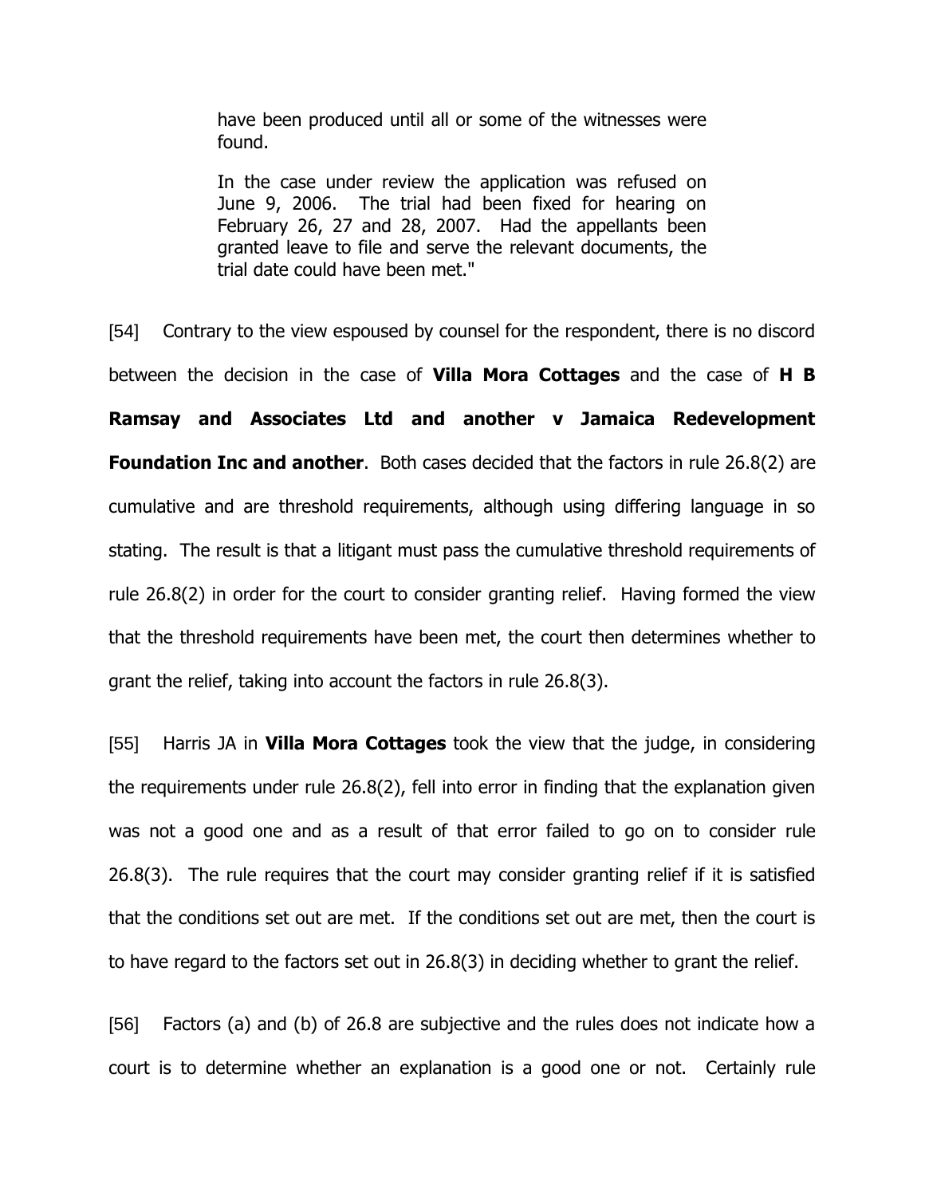> have been produced until all or some of the witnesses were found.
>
> In the case under review the application was refused on June 9, 2006. The trial had been fixed for hearing on February 26, 27 and 28, 2007. Had the appellants been granted leave to file and serve the relevant documents, the trial date could have been met."

[54] Contrary to the view espoused by counsel for the respondent, there is no discord between the decision in the case of **Villa Mora Cottages** and the case of **H B Ramsay and Associates Ltd and another v Jamaica Redevelopment Foundation Inc and another**. Both cases decided that the factors in rule 26.8(2) are cumulative and are threshold requirements, although using differing language in so stating. The result is that a litigant must pass the cumulative threshold requirements of rule 26.8(2) in order for the court to consider granting relief. Having formed the view that the threshold requirements have been met, the court then determines whether to grant the relief, taking into account the factors in rule 26.8(3).

[55] Harris JA in **Villa Mora Cottages** took the view that the judge, in considering the requirements under rule 26.8(2), fell into error in finding that the explanation given was not a good one and as a result of that error failed to go on to consider rule 26.8(3). The rule requires that the court may consider granting relief if it is satisfied that the conditions set out are met. If the conditions set out are met, then the court is to have regard to the factors set out in 26.8(3) in deciding whether to grant the relief.

[56] Factors (a) and (b) of 26.8 are subjective and the rules does not indicate how a court is to determine whether an explanation is a good one or not. Certainly rule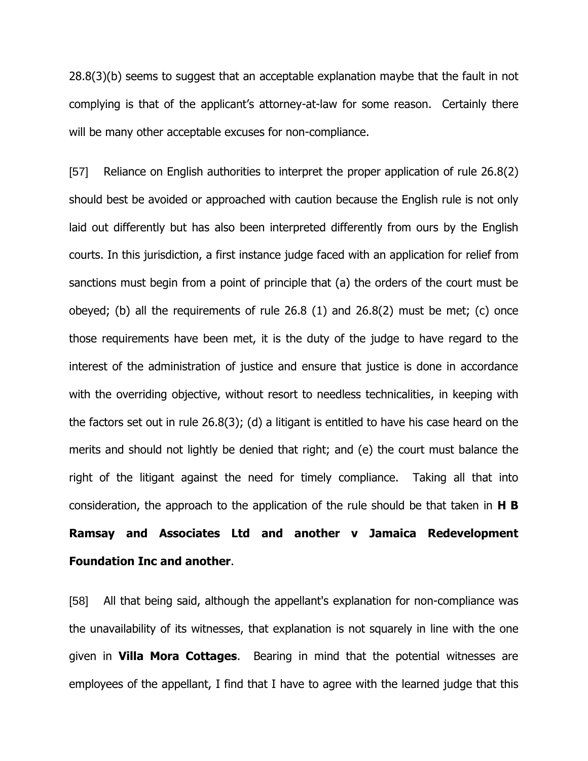28.8(3)(b) seems to suggest that an acceptable explanation maybe that the fault in not complying is that of the applicant's attorney-at-law for some reason. Certainly there will be many other acceptable excuses for non-compliance.

[57] Reliance on English authorities to interpret the proper application of rule 26.8(2) should best be avoided or approached with caution because the English rule is not only laid out differently but has also been interpreted differently from ours by the English courts. In this jurisdiction, a first instance judge faced with an application for relief from sanctions must begin from a point of principle that (a) the orders of the court must be obeyed; (b) all the requirements of rule 26.8 (1) and 26.8(2) must be met; (c) once those requirements have been met, it is the duty of the judge to have regard to the interest of the administration of justice and ensure that justice is done in accordance with the overriding objective, without resort to needless technicalities, in keeping with the factors set out in rule 26.8(3); (d) a litigant is entitled to have his case heard on the merits and should not lightly be denied that right; and (e) the court must balance the right of the litigant against the need for timely compliance. Taking all that into consideration, the approach to the application of the rule should be that taken in **H B Ramsay and Associates Ltd and another v Jamaica Redevelopment Foundation Inc and another**.

[58] All that being said, although the appellant's explanation for non-compliance was the unavailability of its witnesses, that explanation is not squarely in line with the one given in **Villa Mora Cottages**. Bearing in mind that the potential witnesses are employees of the appellant, I find that I have to agree with the learned judge that this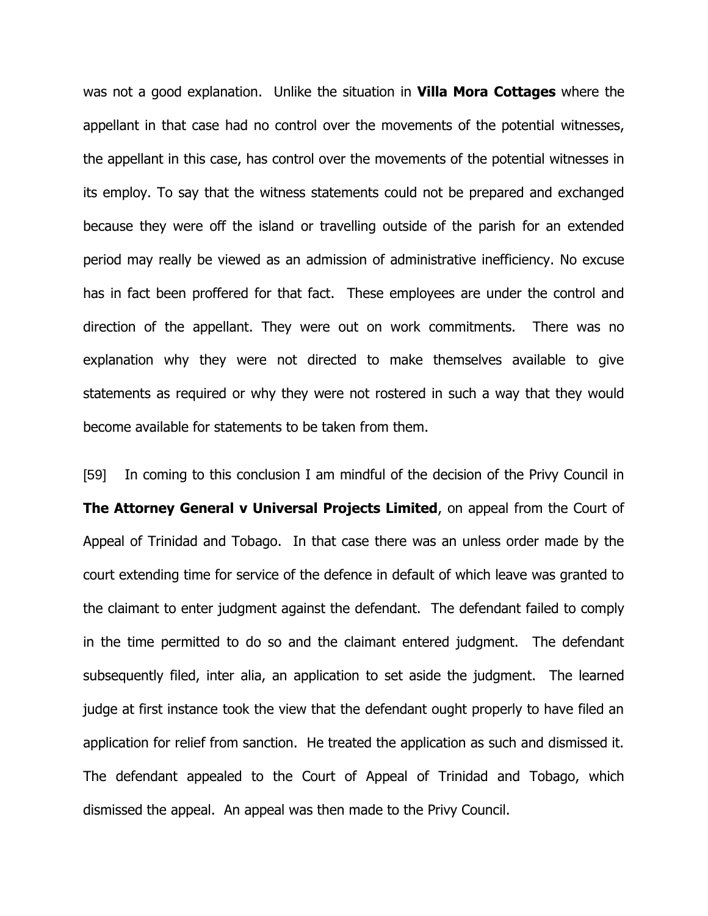was not a good explanation. Unlike the situation in **Villa Mora Cottages** where the appellant in that case had no control over the movements of the potential witnesses, the appellant in this case, has control over the movements of the potential witnesses in its employ. To say that the witness statements could not be prepared and exchanged because they were off the island or travelling outside of the parish for an extended period may really be viewed as an admission of administrative inefficiency. No excuse has in fact been proffered for that fact. These employees are under the control and direction of the appellant. They were out on work commitments. There was no explanation why they were not directed to make themselves available to give statements as required or why they were not rostered in such a way that they would become available for statements to be taken from them.

[59] In coming to this conclusion I am mindful of the decision of the Privy Council in **The Attorney General v Universal Projects Limited**, on appeal from the Court of Appeal of Trinidad and Tobago. In that case there was an unless order made by the court extending time for service of the defence in default of which leave was granted to the claimant to enter judgment against the defendant. The defendant failed to comply in the time permitted to do so and the claimant entered judgment. The defendant subsequently filed, inter alia, an application to set aside the judgment. The learned judge at first instance took the view that the defendant ought properly to have filed an application for relief from sanction. He treated the application as such and dismissed it. The defendant appealed to the Court of Appeal of Trinidad and Tobago, which dismissed the appeal. An appeal was then made to the Privy Council.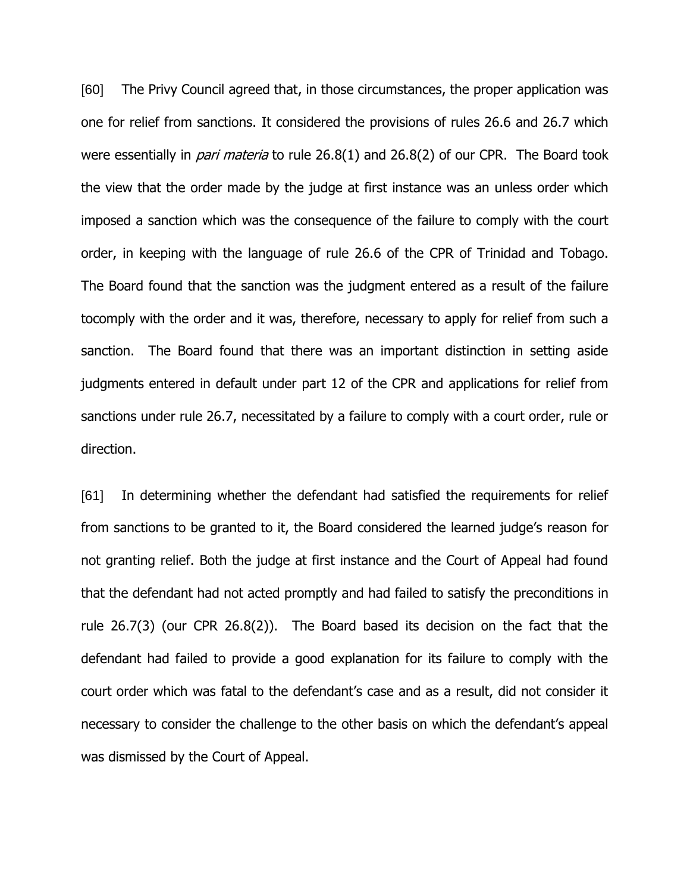[60] The Privy Council agreed that, in those circumstances, the proper application was one for relief from sanctions. It considered the provisions of rules 26.6 and 26.7 which were essentially in *pari materia* to rule 26.8(1) and 26.8(2) of our CPR. The Board took the view that the order made by the judge at first instance was an unless order which imposed a sanction which was the consequence of the failure to comply with the court order, in keeping with the language of rule 26.6 of the CPR of Trinidad and Tobago. The Board found that the sanction was the judgment entered as a result of the failure tocomply with the order and it was, therefore, necessary to apply for relief from such a sanction. The Board found that there was an important distinction in setting aside judgments entered in default under part 12 of the CPR and applications for relief from sanctions under rule 26.7, necessitated by a failure to comply with a court order, rule or direction.

[61] In determining whether the defendant had satisfied the requirements for relief from sanctions to be granted to it, the Board considered the learned judge's reason for not granting relief. Both the judge at first instance and the Court of Appeal had found that the defendant had not acted promptly and had failed to satisfy the preconditions in rule 26.7(3) (our CPR 26.8(2)). The Board based its decision on the fact that the defendant had failed to provide a good explanation for its failure to comply with the court order which was fatal to the defendant's case and as a result, did not consider it necessary to consider the challenge to the other basis on which the defendant's appeal was dismissed by the Court of Appeal.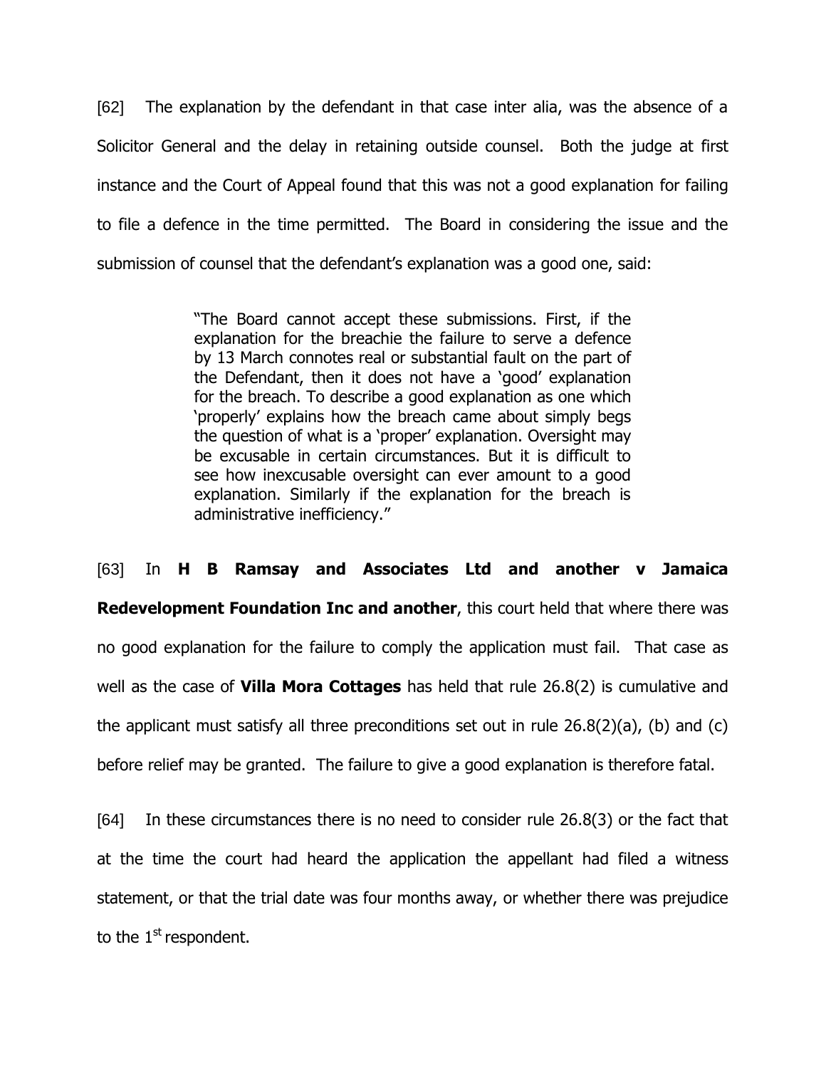[62] The explanation by the defendant in that case inter alia, was the absence of a Solicitor General and the delay in retaining outside counsel. Both the judge at first instance and the Court of Appeal found that this was not a good explanation for failing to file a defence in the time permitted. The Board in considering the issue and the submission of counsel that the defendant's explanation was a good one, said:

> "The Board cannot accept these submissions. First, if the explanation for the breachie the failure to serve a defence by 13 March connotes real or substantial fault on the part of the Defendant, then it does not have a 'good' explanation for the breach. To describe a good explanation as one which 'properly' explains how the breach came about simply begs the question of what is a 'proper' explanation. Oversight may be excusable in certain circumstances. But it is difficult to see how inexcusable oversight can ever amount to a good explanation. Similarly if the explanation for the breach is administrative inefficiency."

[63] In **H B Ramsay and Associates Ltd and another v Jamaica Redevelopment Foundation Inc and another**, this court held that where there was no good explanation for the failure to comply the application must fail. That case as well as the case of **Villa Mora Cottages** has held that rule 26.8(2) is cumulative and the applicant must satisfy all three preconditions set out in rule 26.8(2)(a), (b) and (c) before relief may be granted. The failure to give a good explanation is therefore fatal.

[64] In these circumstances there is no need to consider rule 26.8(3) or the fact that at the time the court had heard the application the appellant had filed a witness statement, or that the trial date was four months away, or whether there was prejudice to the 1st respondent.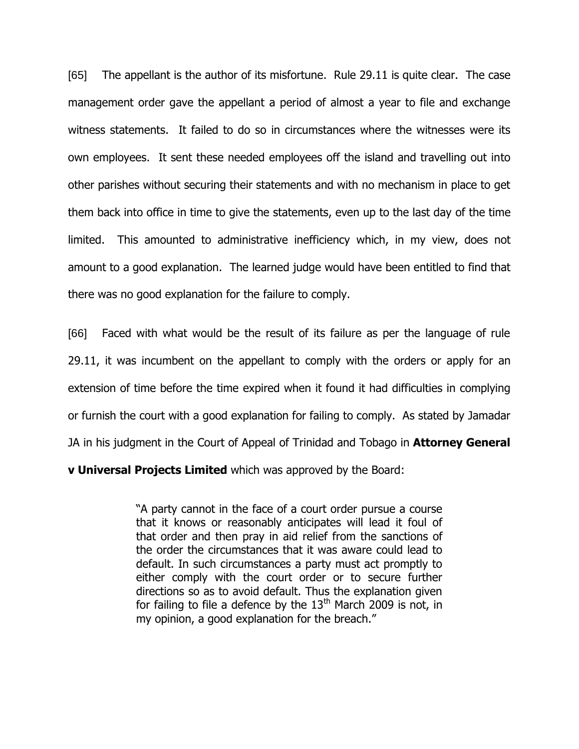[65] The appellant is the author of its misfortune. Rule 29.11 is quite clear. The case management order gave the appellant a period of almost a year to file and exchange witness statements. It failed to do so in circumstances where the witnesses were its own employees. It sent these needed employees off the island and travelling out into other parishes without securing their statements and with no mechanism in place to get them back into office in time to give the statements, even up to the last day of the time limited. This amounted to administrative inefficiency which, in my view, does not amount to a good explanation. The learned judge would have been entitled to find that there was no good explanation for the failure to comply.

[66] Faced with what would be the result of its failure as per the language of rule 29.11, it was incumbent on the appellant to comply with the orders or apply for an extension of time before the time expired when it found it had difficulties in complying or furnish the court with a good explanation for failing to comply. As stated by Jamadar JA in his judgment in the Court of Appeal of Trinidad and Tobago in **Attorney General v Universal Projects Limited** which was approved by the Board:

> "A party cannot in the face of a court order pursue a course that it knows or reasonably anticipates will lead it foul of that order and then pray in aid relief from the sanctions of the order the circumstances that it was aware could lead to default. In such circumstances a party must act promptly to either comply with the court order or to secure further directions so as to avoid default. Thus the explanation given for failing to file a defence by the 13th March 2009 is not, in my opinion, a good explanation for the breach."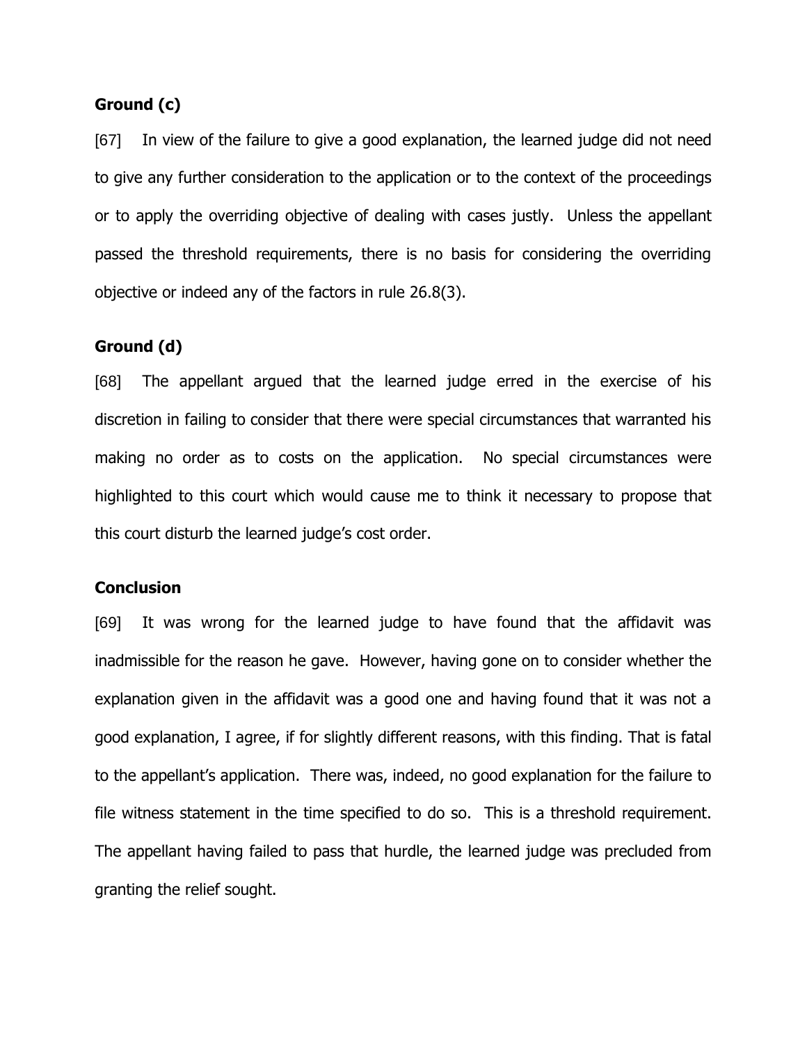**Ground (c)**

[67] In view of the failure to give a good explanation, the learned judge did not need to give any further consideration to the application or to the context of the proceedings or to apply the overriding objective of dealing with cases justly. Unless the appellant passed the threshold requirements, there is no basis for considering the overriding objective or indeed any of the factors in rule 26.8(3).

**Ground (d)**

[68] The appellant argued that the learned judge erred in the exercise of his discretion in failing to consider that there were special circumstances that warranted his making no order as to costs on the application. No special circumstances were highlighted to this court which would cause me to think it necessary to propose that this court disturb the learned judge's cost order.

**Conclusion**

[69] It was wrong for the learned judge to have found that the affidavit was inadmissible for the reason he gave. However, having gone on to consider whether the explanation given in the affidavit was a good one and having found that it was not a good explanation, I agree, if for slightly different reasons, with this finding. That is fatal to the appellant's application. There was, indeed, no good explanation for the failure to file witness statement in the time specified to do so. This is a threshold requirement. The appellant having failed to pass that hurdle, the learned judge was precluded from granting the relief sought.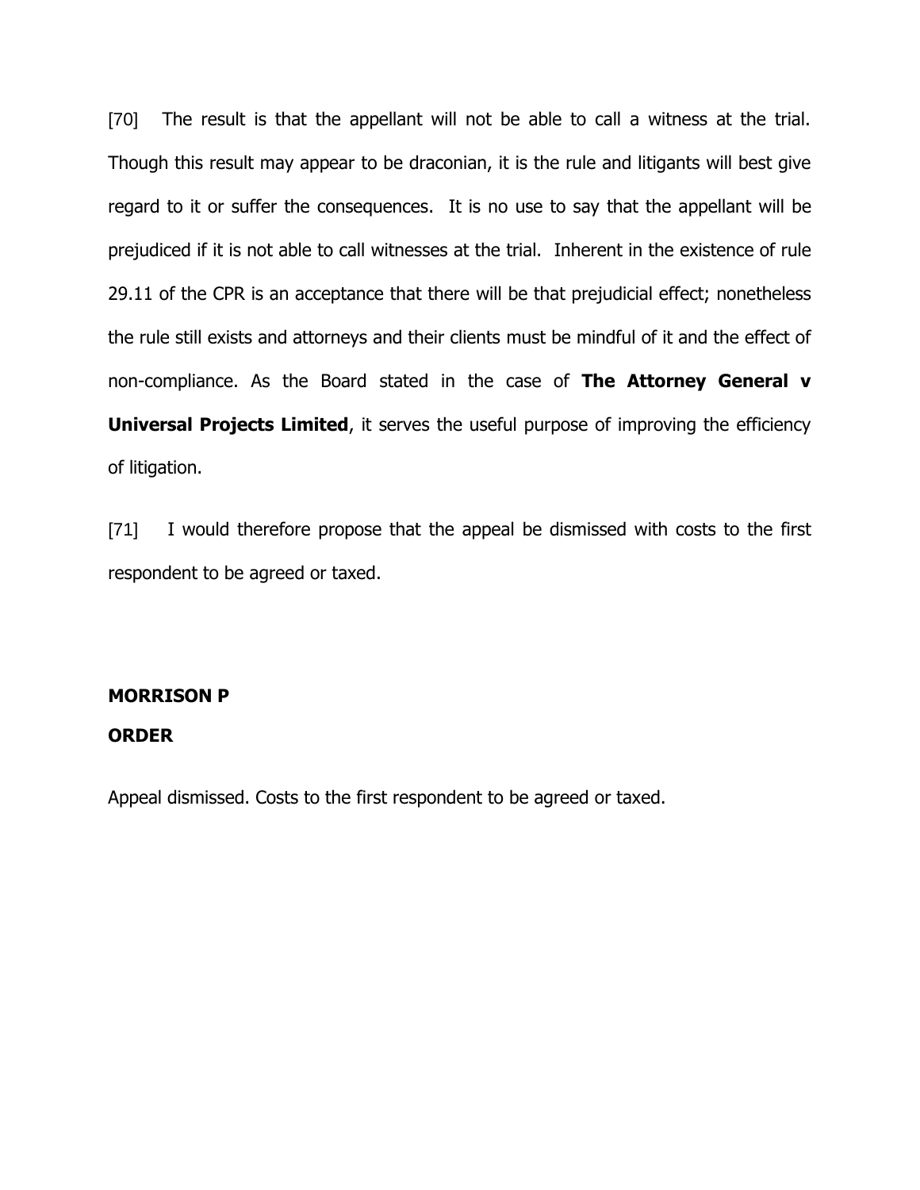[70] The result is that the appellant will not be able to call a witness at the trial. Though this result may appear to be draconian, it is the rule and litigants will best give regard to it or suffer the consequences. It is no use to say that the appellant will be prejudiced if it is not able to call witnesses at the trial. Inherent in the existence of rule 29.11 of the CPR is an acceptance that there will be that prejudicial effect; nonetheless the rule still exists and attorneys and their clients must be mindful of it and the effect of non-compliance. As the Board stated in the case of **The Attorney General v Universal Projects Limited**, it serves the useful purpose of improving the efficiency of litigation.

[71] I would therefore propose that the appeal be dismissed with costs to the first respondent to be agreed or taxed.

**MORRISON P**

**ORDER**

Appeal dismissed. Costs to the first respondent to be agreed or taxed.